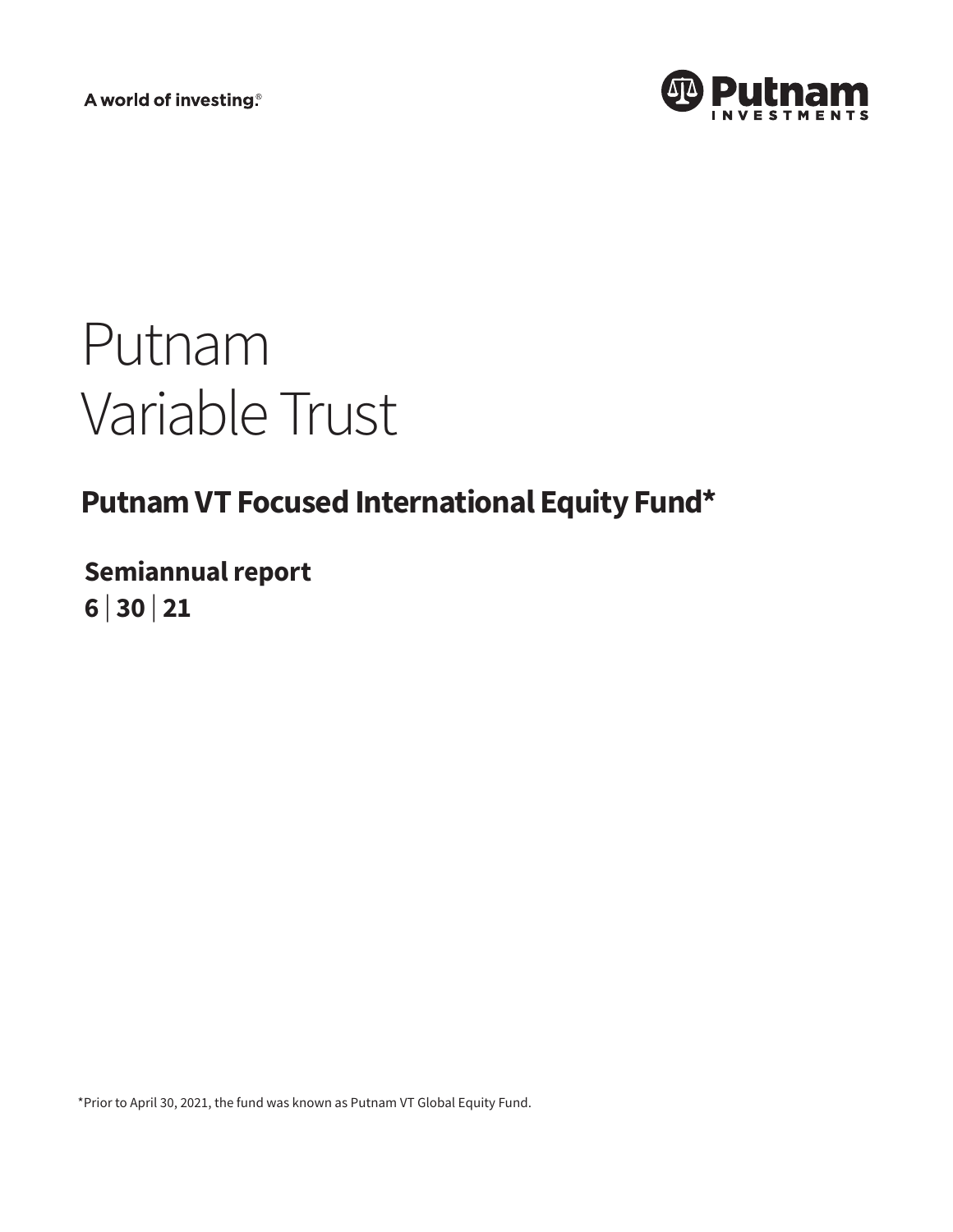A world of investing.®

Putnam Investments

# Putnam Variable Trust

## Putnam VT Focused International Equity Fund*

**Semiannual report**
**6 | 30 | 21**

*Prior to April 30, 2021, the fund was known as Putnam VT Global Equity Fund.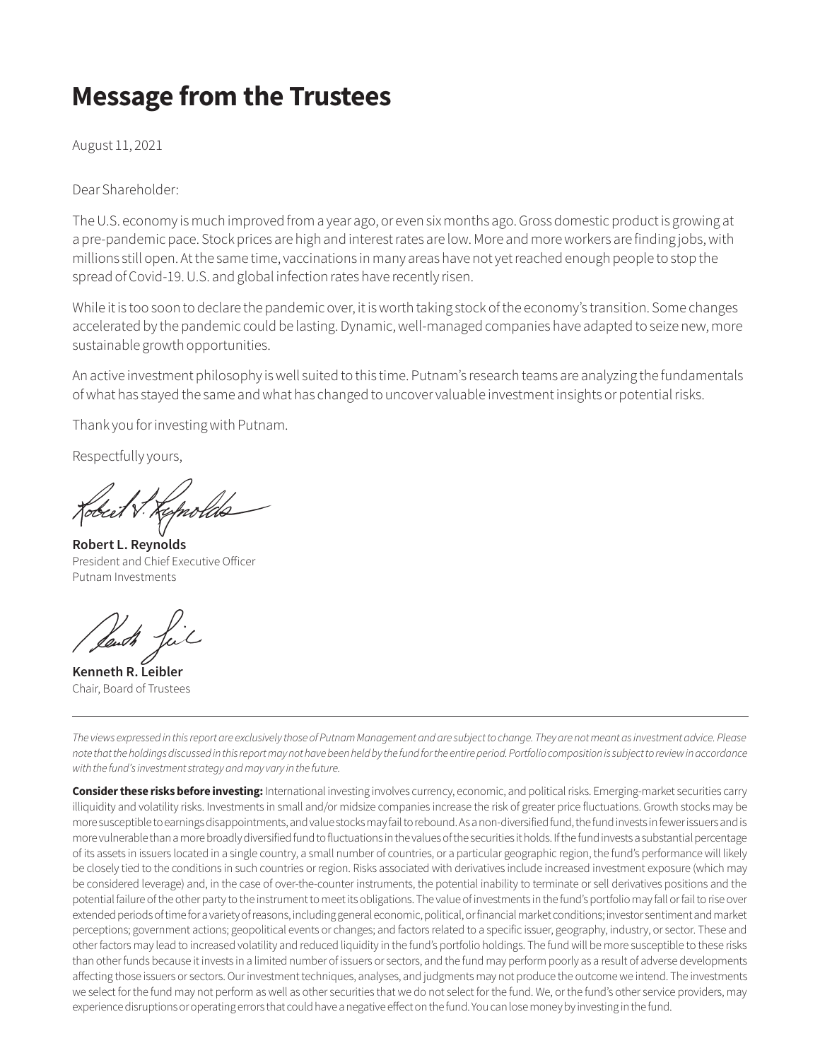# Message from the Trustees

August 11, 2021

Dear Shareholder:

The U.S. economy is much improved from a year ago, or even six months ago. Gross domestic product is growing at a pre-pandemic pace. Stock prices are high and interest rates are low. More and more workers are finding jobs, with millions still open. At the same time, vaccinations in many areas have not yet reached enough people to stop the spread of Covid-19. U.S. and global infection rates have recently risen.

While it is too soon to declare the pandemic over, it is worth taking stock of the economy's transition. Some changes accelerated by the pandemic could be lasting. Dynamic, well-managed companies have adapted to seize new, more sustainable growth opportunities.

An active investment philosophy is well suited to this time. Putnam's research teams are analyzing the fundamentals of what has stayed the same and what has changed to uncover valuable investment insights or potential risks.

Thank you for investing with Putnam.

Respectfully yours,

**Robert L. Reynolds**
President and Chief Executive Officer
Putnam Investments

**Kenneth R. Leibler**
Chair, Board of Trustees

---

*The views expressed in this report are exclusively those of Putnam Management and are subject to change. They are not meant as investment advice. Please note that the holdings discussed in this report may not have been held by the fund for the entire period. Portfolio composition is subject to review in accordance with the fund's investment strategy and may vary in the future.*

**Consider these risks before investing:** International investing involves currency, economic, and political risks. Emerging-market securities carry illiquidity and volatility risks. Investments in small and/or midsize companies increase the risk of greater price fluctuations. Growth stocks may be more susceptible to earnings disappointments, and value stocks may fail to rebound. As a non-diversified fund, the fund invests in fewer issuers and is more vulnerable than a more broadly diversified fund to fluctuations in the values of the securities it holds. If the fund invests a substantial percentage of its assets in issuers located in a single country, a small number of countries, or a particular geographic region, the fund's performance will likely be closely tied to the conditions in such countries or region. Risks associated with derivatives include increased investment exposure (which may be considered leverage) and, in the case of over-the-counter instruments, the potential inability to terminate or sell derivatives positions and the potential failure of the other party to the instrument to meet its obligations. The value of investments in the fund's portfolio may fall or fail to rise over extended periods of time for a variety of reasons, including general economic, political, or financial market conditions; investor sentiment and market perceptions; government actions; geopolitical events or changes; and factors related to a specific issuer, geography, industry, or sector. These and other factors may lead to increased volatility and reduced liquidity in the fund's portfolio holdings. The fund will be more susceptible to these risks than other funds because it invests in a limited number of issuers or sectors, and the fund may perform poorly as a result of adverse developments affecting those issuers or sectors. Our investment techniques, analyses, and judgments may not produce the outcome we intend. The investments we select for the fund may not perform as well as other securities that we do not select for the fund. We, or the fund's other service providers, may experience disruptions or operating errors that could have a negative effect on the fund. You can lose money by investing in the fund.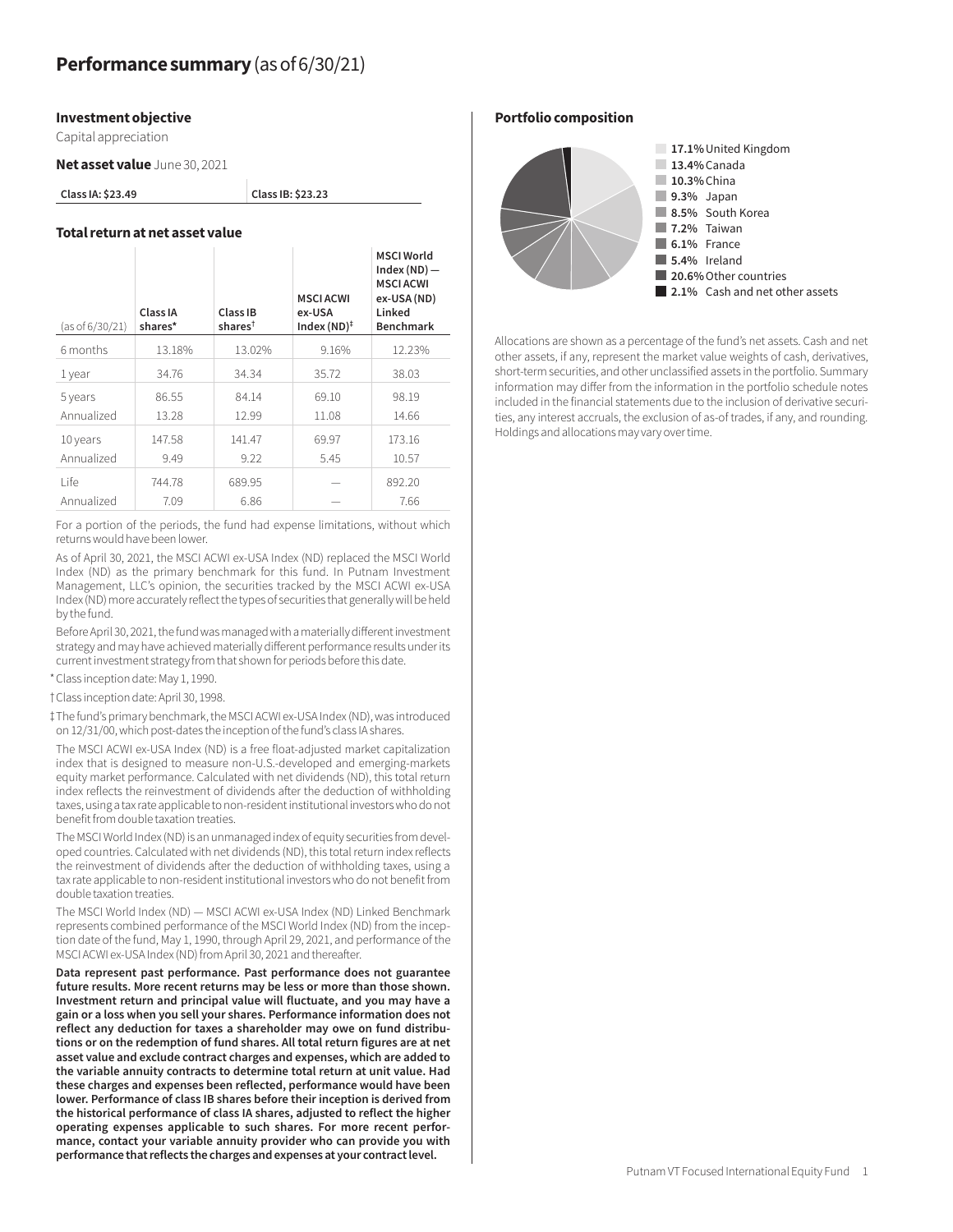# Performance summary (as of 6/30/21)

### Investment objective

Capital appreciation

### Net asset value June 30, 2021

| Class IA: $23.49 | Class IB: $23.23 |
|---|---|

### Total return at net asset value

| (as of 6/30/21) | Class IA shares* | Class IB shares† | MSCI ACWI ex-USA Index (ND)‡ | MSCI World Index (ND) — MSCI ACWI ex-USA (ND) Linked Benchmark |
|---|---|---|---|---|
| 6 months | 13.18% | 13.02% | 9.16% | 12.23% |
| 1 year | 34.76 | 34.34 | 35.72 | 38.03 |
| 5 years | 86.55 | 84.14 | 69.10 | 98.19 |
| Annualized | 13.28 | 12.99 | 11.08 | 14.66 |
| 10 years | 147.58 | 141.47 | 69.97 | 173.16 |
| Annualized | 9.49 | 9.22 | 5.45 | 10.57 |
| Life | 744.78 | 689.95 | — | 892.20 |
| Annualized | 7.09 | 6.86 | — | 7.66 |

For a portion of the periods, the fund had expense limitations, without which returns would have been lower.

As of April 30, 2021, the MSCI ACWI ex-USA Index (ND) replaced the MSCI World Index (ND) as the primary benchmark for this fund. In Putnam Investment Management, LLC's opinion, the securities tracked by the MSCI ACWI ex-USA Index (ND) more accurately reflect the types of securities that generally will be held by the fund.

Before April 30, 2021, the fund was managed with a materially different investment strategy and may have achieved materially different performance results under its current investment strategy from that shown for periods before this date.

\* Class inception date: May 1, 1990.

† Class inception date: April 30, 1998.

‡ The fund's primary benchmark, the MSCI ACWI ex-USA Index (ND), was introduced on 12/31/00, which post-dates the inception of the fund's class IA shares.

The MSCI ACWI ex-USA Index (ND) is a free float-adjusted market capitalization index that is designed to measure non-U.S.-developed and emerging-markets equity market performance. Calculated with net dividends (ND), this total return index reflects the reinvestment of dividends after the deduction of withholding taxes, using a tax rate applicable to non-resident institutional investors who do not benefit from double taxation treaties.

The MSCI World Index (ND) is an unmanaged index of equity securities from developed countries. Calculated with net dividends (ND), this total return index reflects the reinvestment of dividends after the deduction of withholding taxes, using a tax rate applicable to non-resident institutional investors who do not benefit from double taxation treaties.

The MSCI World Index (ND) — MSCI ACWI ex-USA Index (ND) Linked Benchmark represents combined performance of the MSCI World Index (ND) from the inception date of the fund, May 1, 1990, through April 29, 2021, and performance of the MSCI ACWI ex-USA Index (ND) from April 30, 2021 and thereafter.

**Data represent past performance. Past performance does not guarantee future results. More recent returns may be less or more than those shown. Investment return and principal value will fluctuate, and you may have a gain or a loss when you sell your shares. Performance information does not reflect any deduction for taxes a shareholder may owe on fund distributions or on the redemption of fund shares. All total return figures are at net asset value and exclude contract charges and expenses, which are added to the variable annuity contracts to determine total return at unit value. Had these charges and expenses been reflected, performance would have been lower. Performance of class IB shares before their inception is derived from the historical performance of class IA shares, adjusted to reflect the higher operating expenses applicable to such shares. For more recent performance, contact your variable annuity provider who can provide you with performance that reflects the charges and expenses at your contract level.**

### Portfolio composition

- **17.1%** United Kingdom
- **13.4%** Canada
- **10.3%** China
- **9.3%** Japan
- **8.5%** South Korea
- **7.2%** Taiwan
- **6.1%** France
- **5.4%** Ireland
- **20.6%** Other countries
- **2.1%** Cash and net other assets

Allocations are shown as a percentage of the fund's net assets. Cash and net other assets, if any, represent the market value weights of cash, derivatives, short-term securities, and other unclassified assets in the portfolio. Summary information may differ from the information in the portfolio schedule notes included in the financial statements due to the inclusion of derivative securities, any interest accruals, the exclusion of as-of trades, if any, and rounding. Holdings and allocations may vary over time.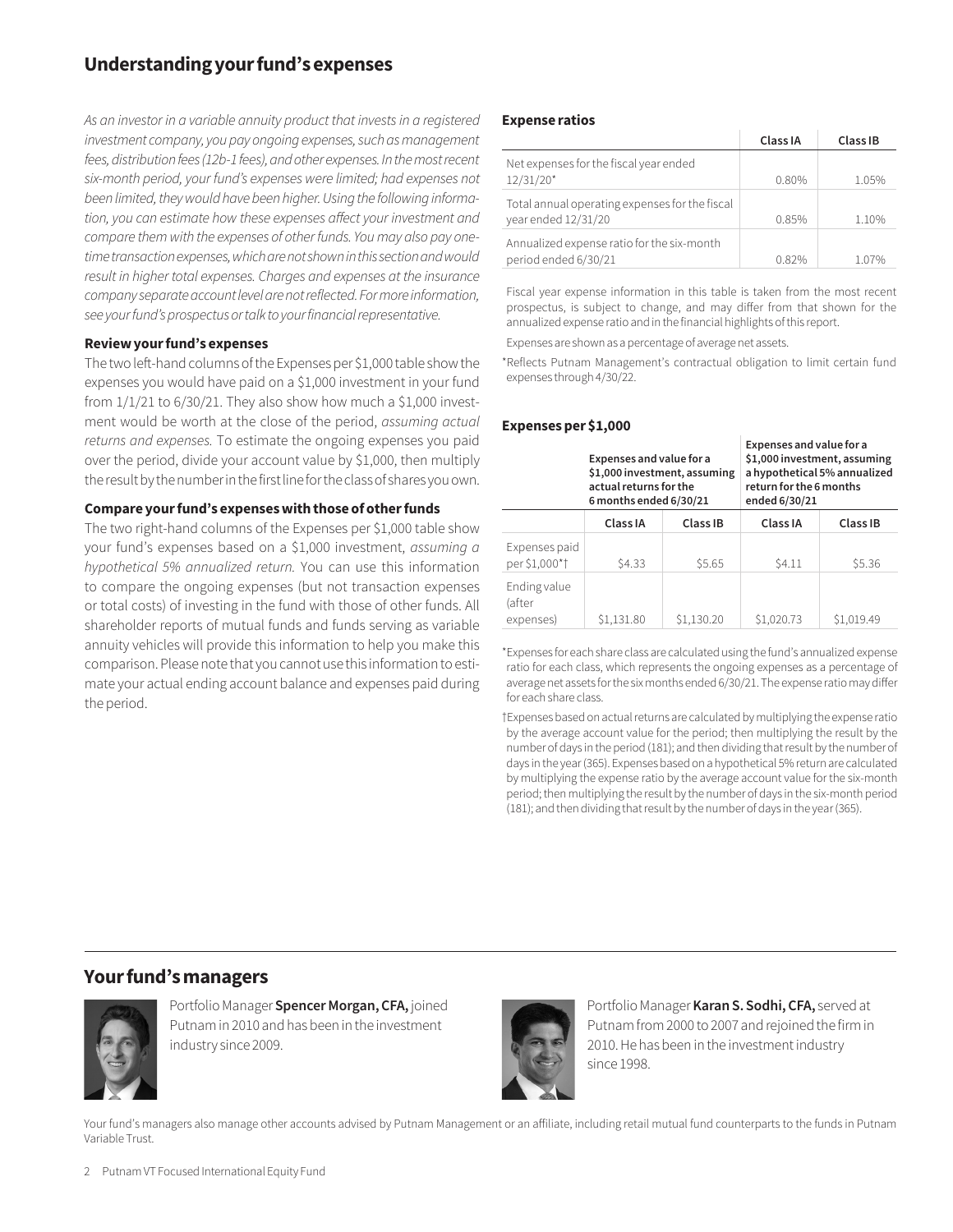## Understanding your fund's expenses

*As an investor in a variable annuity product that invests in a registered investment company, you pay ongoing expenses, such as management fees, distribution fees (12b-1 fees), and other expenses. In the most recent six-month period, your fund's expenses were limited; had expenses not been limited, they would have been higher. Using the following information, you can estimate how these expenses affect your investment and compare them with the expenses of other funds. You may also pay one-time transaction expenses, which are not shown in this section and would result in higher total expenses. Charges and expenses at the insurance company separate account level are not reflected. For more information, see your fund's prospectus or talk to your financial representative.*

### Review your fund's expenses

The two left-hand columns of the Expenses per $1,000 table show the expenses you would have paid on a $1,000 investment in your fund from 1/1/21 to 6/30/21. They also show how much a $1,000 investment would be worth at the close of the period, *assuming actual returns and expenses.* To estimate the ongoing expenses you paid over the period, divide your account value by $1,000, then multiply the result by the number in the first line for the class of shares you own.

### Compare your fund's expenses with those of other funds

The two right-hand columns of the Expenses per $1,000 table show your fund's expenses based on a $1,000 investment, *assuming a hypothetical 5% annualized return.* You can use this information to compare the ongoing expenses (but not transaction expenses or total costs) of investing in the fund with those of other funds. All shareholder reports of mutual funds and funds serving as variable annuity vehicles will provide this information to help you make this comparison. Please note that you cannot use this information to estimate your actual ending account balance and expenses paid during the period.

### Expense ratios

| | Class IA | Class IB |
|---|---|---|
| Net expenses for the fiscal year ended 12/31/20* | 0.80% | 1.05% |
| Total annual operating expenses for the fiscal year ended 12/31/20 | 0.85% | 1.10% |
| Annualized expense ratio for the six-month period ended 6/30/21 | 0.82% | 1.07% |

Fiscal year expense information in this table is taken from the most recent prospectus, is subject to change, and may differ from that shown for the annualized expense ratio and in the financial highlights of this report.

Expenses are shown as a percentage of average net assets.

*Reflects Putnam Management's contractual obligation to limit certain fund expenses through 4/30/22.

### Expenses per $1,000

| | Expenses and value for a $1,000 investment, assuming actual returns for the 6 months ended 6/30/21 | | Expenses and value for a $1,000 investment, assuming a hypothetical 5% annualized return for the 6 months ended 6/30/21 | |
|---|---|---|---|---|
| | Class IA | Class IB | Class IA | Class IB |
| Expenses paid per $1,000*† | $4.33 | $5.65 | $4.11 | $5.36 |
| Ending value (after expenses) | $1,131.80 | $1,130.20 | $1,020.73 | $1,019.49 |

*Expenses for each share class are calculated using the fund's annualized expense ratio for each class, which represents the ongoing expenses as a percentage of average net assets for the six months ended 6/30/21. The expense ratio may differ for each share class.

†Expenses based on actual returns are calculated by multiplying the expense ratio by the average account value for the period; then multiplying the result by the number of days in the period (181); and then dividing that result by the number of days in the year (365). Expenses based on a hypothetical 5% return are calculated by multiplying the expense ratio by the average account value for the six-month period; then multiplying the result by the number of days in the six-month period (181); and then dividing that result by the number of days in the year (365).

## Your fund's managers

Portfolio Manager **Spencer Morgan, CFA,** joined Putnam in 2010 and has been in the investment industry since 2009.

Portfolio Manager **Karan S. Sodhi, CFA,** served at Putnam from 2000 to 2007 and rejoined the firm in 2010. He has been in the investment industry since 1998.

Your fund's managers also manage other accounts advised by Putnam Management or an affiliate, including retail mutual fund counterparts to the funds in Putnam Variable Trust.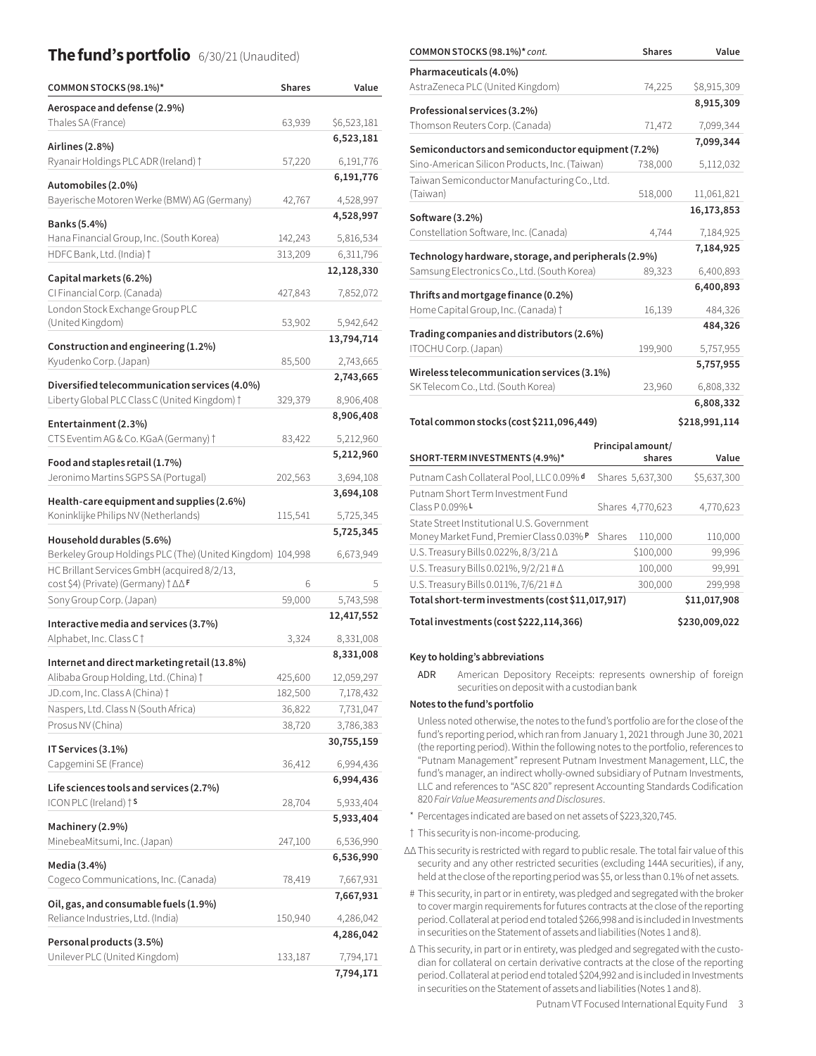## The fund's portfolio 6/30/21 (Unaudited)

| COMMON STOCKS (98.1%)* | Shares | Value |
|---|---|---|
| **Aerospace and defense (2.9%)** | | |
| Thales SA (France) | 63,939 | $6,523,181 |
| | | **6,523,181** |
| **Airlines (2.8%)** | | |
| Ryanair Holdings PLC ADR (Ireland) † | 57,220 | 6,191,776 |
| | | **6,191,776** |
| **Automobiles (2.0%)** | | |
| Bayerische Motoren Werke (BMW) AG (Germany) | 42,767 | 4,528,997 |
| | | **4,528,997** |
| **Banks (5.4%)** | | |
| Hana Financial Group, Inc. (South Korea) | 142,243 | 5,816,534 |
| HDFC Bank, Ltd. (India) † | 313,209 | 6,311,796 |
| | | **12,128,330** |
| **Capital markets (6.2%)** | | |
| CI Financial Corp. (Canada) | 427,843 | 7,852,072 |
| London Stock Exchange Group PLC (United Kingdom) | 53,902 | 5,942,642 |
| | | **13,794,714** |
| **Construction and engineering (1.2%)** | | |
| Kyudenko Corp. (Japan) | 85,500 | 2,743,665 |
| | | **2,743,665** |
| **Diversified telecommunication services (4.0%)** | | |
| Liberty Global PLC Class C (United Kingdom) † | 329,379 | 8,906,408 |
| | | **8,906,408** |
| **Entertainment (2.3%)** | | |
| CTS Eventim AG & Co. KGaA (Germany) † | 83,422 | 5,212,960 |
| | | **5,212,960** |
| **Food and staples retail (1.7%)** | | |
| Jeronimo Martins SGPS SA (Portugal) | 202,563 | 3,694,108 |
| | | **3,694,108** |
| **Health-care equipment and supplies (2.6%)** | | |
| Koninklijke Philips NV (Netherlands) | 115,541 | 5,725,345 |
| | | **5,725,345** |
| **Household durables (5.6%)** | | |
| Berkeley Group Holdings PLC (The) (United Kingdom) | 104,998 | 6,673,949 |
| HC Brillant Services GmbH (acquired 8/2/13, cost $4) (Private) (Germany) † ΔΔ F | 6 | 5 |
| Sony Group Corp. (Japan) | 59,000 | 5,743,598 |
| | | **12,417,552** |
| **Interactive media and services (3.7%)** | | |
| Alphabet, Inc. Class C † | 3,324 | 8,331,008 |
| | | **8,331,008** |
| **Internet and direct marketing retail (13.8%)** | | |
| Alibaba Group Holding, Ltd. (China) † | 425,600 | 12,059,297 |
| JD.com, Inc. Class A (China) † | 182,500 | 7,178,432 |
| Naspers, Ltd. Class N (South Africa) | 36,822 | 7,731,047 |
| Prosus NV (China) | 38,720 | 3,786,383 |
| | | **30,755,159** |
| **IT Services (3.1%)** | | |
| Capgemini SE (France) | 36,412 | 6,994,436 |
| | | **6,994,436** |
| **Life sciences tools and services (2.7%)** | | |
| ICON PLC (Ireland) † S | 28,704 | 5,933,404 |
| | | **5,933,404** |
| **Machinery (2.9%)** | | |
| MinebeaMitsumi, Inc. (Japan) | 247,100 | 6,536,990 |
| | | **6,536,990** |
| **Media (3.4%)** | | |
| Cogeco Communications, Inc. (Canada) | 78,419 | 7,667,931 |
| | | **7,667,931** |
| **Oil, gas, and consumable fuels (1.9%)** | | |
| Reliance Industries, Ltd. (India) | 150,940 | 4,286,042 |
| | | **4,286,042** |
| **Personal products (3.5%)** | | |
| Unilever PLC (United Kingdom) | 133,187 | 7,794,171 |
| | | **7,794,171** |
| **Pharmaceuticals (4.0%)** | | |
| AstraZeneca PLC (United Kingdom) | 74,225 | $8,915,309 |
| | | **8,915,309** |
| **Professional services (3.2%)** | | |
| Thomson Reuters Corp. (Canada) | 71,472 | 7,099,344 |
| | | **7,099,344** |
| **Semiconductors and semiconductor equipment (7.2%)** | | |
| Sino-American Silicon Products, Inc. (Taiwan) | 738,000 | 5,112,032 |
| Taiwan Semiconductor Manufacturing Co., Ltd. (Taiwan) | 518,000 | 11,061,821 |
| | | **16,173,853** |
| **Software (3.2%)** | | |
| Constellation Software, Inc. (Canada) | 4,744 | 7,184,925 |
| | | **7,184,925** |
| **Technology hardware, storage, and peripherals (2.9%)** | | |
| Samsung Electronics Co., Ltd. (South Korea) | 89,323 | 6,400,893 |
| | | **6,400,893** |
| **Thrifts and mortgage finance (0.2%)** | | |
| Home Capital Group, Inc. (Canada) † | 16,139 | 484,326 |
| | | **484,326** |
| **Trading companies and distributors (2.6%)** | | |
| ITOCHU Corp. (Japan) | 199,900 | 5,757,955 |
| | | **5,757,955** |
| **Wireless telecommunication services (3.1%)** | | |
| SK Telecom Co., Ltd. (South Korea) | 23,960 | 6,808,332 |
| | | **6,808,332** |
| **Total common stocks (cost $211,096,449)** | | **$218,991,114** |

| SHORT-TERM INVESTMENTS (4.9%)* | Principal amount/ shares | Value |
|---|---|---|
| Putnam Cash Collateral Pool, LLC 0.09% d | Shares 5,637,300 | $5,637,300 |
| Putnam Short Term Investment Fund Class P 0.09% L | Shares 4,770,623 | 4,770,623 |
| State Street Institutional U.S. Government Money Market Fund, Premier Class 0.03% P | Shares 110,000 | 110,000 |
| U.S. Treasury Bills 0.022%, 8/3/21 Δ | $100,000 | 99,996 |
| U.S. Treasury Bills 0.021%, 9/2/21 # Δ | 100,000 | 99,991 |
| U.S. Treasury Bills 0.011%, 7/6/21 # Δ | 300,000 | 299,998 |
| **Total short-term investments (cost $11,017,917)** | | **$11,017,908** |
| **Total investments (cost $222,114,366)** | | **$230,009,022** |

**Key to holding's abbreviations**

ADR American Depository Receipts: represents ownership of foreign securities on deposit with a custodian bank

**Notes to the fund's portfolio**

Unless noted otherwise, the notes to the fund's portfolio are for the close of the fund's reporting period, which ran from January 1, 2021 through June 30, 2021 (the reporting period). Within the following notes to the portfolio, references to "Putnam Management" represent Putnam Investment Management, LLC, the fund's manager, an indirect wholly-owned subsidiary of Putnam Investments, LLC and references to "ASC 820" represent Accounting Standards Codification 820 *Fair Value Measurements and Disclosures*.

\* Percentages indicated are based on net assets of $223,320,745.

† This security is non-income-producing.

ΔΔ This security is restricted with regard to public resale. The total fair value of this security and any other restricted securities (excluding 144A securities), if any, held at the close of the reporting period was $5, or less than 0.1% of net assets.

# This security, in part or in entirety, was pledged and segregated with the broker to cover margin requirements for futures contracts at the close of the reporting period. Collateral at period end totaled $266,998 and is included in Investments in securities on the Statement of assets and liabilities (Notes 1 and 8).

Δ This security, in part or in entirety, was pledged and segregated with the custodian for collateral on certain derivative contracts at the close of the reporting period. Collateral at period end totaled $204,992 and is included in Investments in securities on the Statement of assets and liabilities (Notes 1 and 8).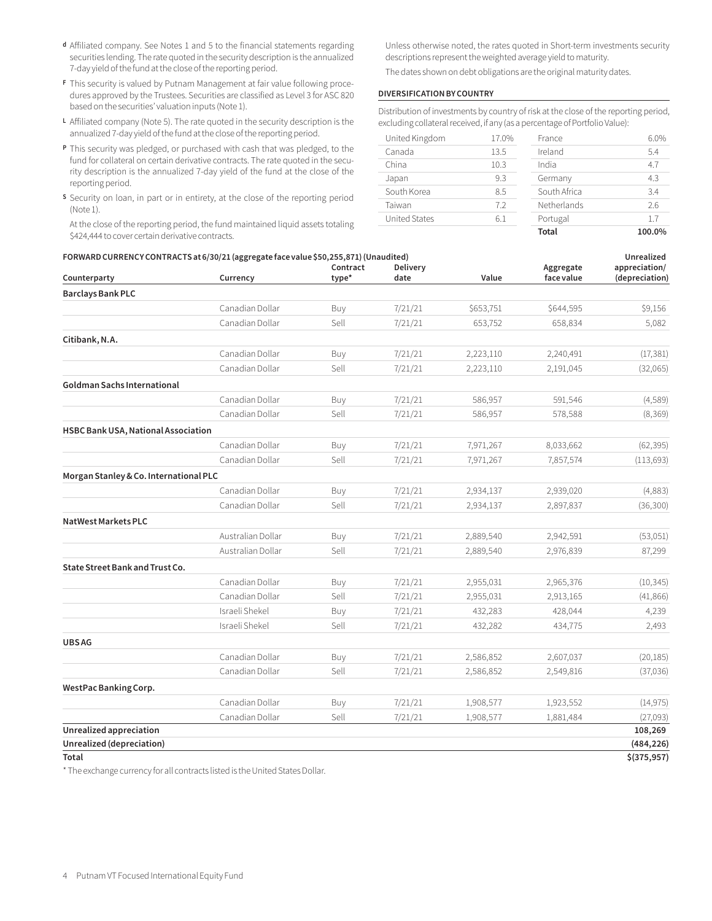[d] Affiliated company. See Notes 1 and 5 to the financial statements regarding securities lending. The rate quoted in the security description is the annualized 7-day yield of the fund at the close of the reporting period.

[F] This security is valued by Putnam Management at fair value following procedures approved by the Trustees. Securities are classified as Level 3 for ASC 820 based on the securities' valuation inputs (Note 1).

[L] Affiliated company (Note 5). The rate quoted in the security description is the annualized 7-day yield of the fund at the close of the reporting period.

[P] This security was pledged, or purchased with cash that was pledged, to the fund for collateral on certain derivative contracts. The rate quoted in the security description is the annualized 7-day yield of the fund at the close of the reporting period.

[S] Security on loan, in part or in entirety, at the close of the reporting period (Note 1).

At the close of the reporting period, the fund maintained liquid assets totaling $424,444 to cover certain derivative contracts.

Unless otherwise noted, the rates quoted in Short-term investments security descriptions represent the weighted average yield to maturity.

The dates shown on debt obligations are the original maturity dates.

**DIVERSIFICATION BY COUNTRY**

Distribution of investments by country of risk at the close of the reporting period, excluding collateral received, if any (as a percentage of Portfolio Value):

| Country | % | Country | % |
|---|---|---|---|
| United Kingdom | 17.0% | France | 6.0% |
| Canada | 13.5 | Ireland | 5.4 |
| China | 10.3 | India | 4.7 |
| Japan | 9.3 | Germany | 4.3 |
| South Korea | 8.5 | South Africa | 3.4 |
| Taiwan | 7.2 | Netherlands | 2.6 |
| United States | 6.1 | Portugal | 1.7 |
| | | **Total** | **100.0%** |

**FORWARD CURRENCY CONTRACTS at 6/30/21 (aggregate face value $50,255,871) (Unaudited)**

| Counterparty | Currency | Contract type* | Delivery date | Value | Aggregate face value | Unrealized appreciation/ (depreciation) |
|---|---|---|---|---|---|---|
| **Barclays Bank PLC** | | | | | | |
| | Canadian Dollar | Buy | 7/21/21 | $653,751 | $644,595 | $9,156 |
| | Canadian Dollar | Sell | 7/21/21 | 653,752 | 658,834 | 5,082 |
| **Citibank, N.A.** | | | | | | |
| | Canadian Dollar | Buy | 7/21/21 | 2,223,110 | 2,240,491 | (17,381) |
| | Canadian Dollar | Sell | 7/21/21 | 2,223,110 | 2,191,045 | (32,065) |
| **Goldman Sachs International** | | | | | | |
| | Canadian Dollar | Buy | 7/21/21 | 586,957 | 591,546 | (4,589) |
| | Canadian Dollar | Sell | 7/21/21 | 586,957 | 578,588 | (8,369) |
| **HSBC Bank USA, National Association** | | | | | | |
| | Canadian Dollar | Buy | 7/21/21 | 7,971,267 | 8,033,662 | (62,395) |
| | Canadian Dollar | Sell | 7/21/21 | 7,971,267 | 7,857,574 | (113,693) |
| **Morgan Stanley & Co. International PLC** | | | | | | |
| | Canadian Dollar | Buy | 7/21/21 | 2,934,137 | 2,939,020 | (4,883) |
| | Canadian Dollar | Sell | 7/21/21 | 2,934,137 | 2,897,837 | (36,300) |
| **NatWest Markets PLC** | | | | | | |
| | Australian Dollar | Buy | 7/21/21 | 2,889,540 | 2,942,591 | (53,051) |
| | Australian Dollar | Sell | 7/21/21 | 2,889,540 | 2,976,839 | 87,299 |
| **State Street Bank and Trust Co.** | | | | | | |
| | Canadian Dollar | Buy | 7/21/21 | 2,955,031 | 2,965,376 | (10,345) |
| | Canadian Dollar | Sell | 7/21/21 | 2,955,031 | 2,913,165 | (41,866) |
| | Israeli Shekel | Buy | 7/21/21 | 432,283 | 428,044 | 4,239 |
| | Israeli Shekel | Sell | 7/21/21 | 432,282 | 434,775 | 2,493 |
| **UBS AG** | | | | | | |
| | Canadian Dollar | Buy | 7/21/21 | 2,586,852 | 2,607,037 | (20,185) |
| | Canadian Dollar | Sell | 7/21/21 | 2,586,852 | 2,549,816 | (37,036) |
| **WestPac Banking Corp.** | | | | | | |
| | Canadian Dollar | Buy | 7/21/21 | 1,908,577 | 1,923,552 | (14,975) |
| | Canadian Dollar | Sell | 7/21/21 | 1,908,577 | 1,881,484 | (27,093) |
| **Unrealized appreciation** | | | | | | **108,269** |
| **Unrealized (depreciation)** | | | | | | **(484,226)** |
| **Total** | | | | | | **$(375,957)** |

* The exchange currency for all contracts listed is the United States Dollar.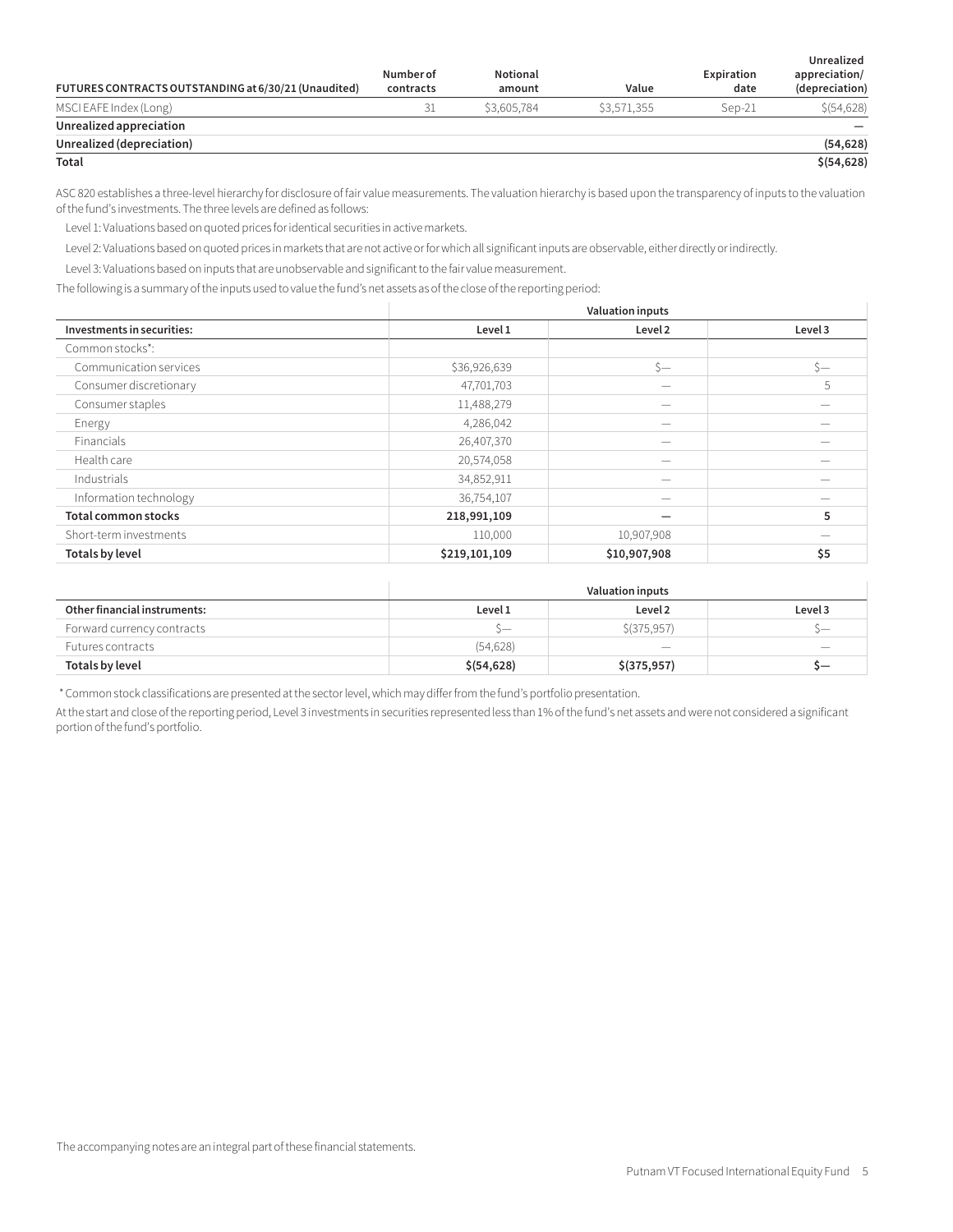| FUTURES CONTRACTS OUTSTANDING at 6/30/21 (Unaudited) | Number of contracts | Notional amount | Value | Expiration date | Unrealized appreciation/ (depreciation) |
|---|---|---|---|---|---|
| MSCI EAFE Index (Long) | 31 | $3,605,784 | $3,571,355 | Sep-21 | $(54,628) |
| **Unrealized appreciation** | | | | | **—** |
| **Unrealized (depreciation)** | | | | | **(54,628)** |
| **Total** | | | | | **$(54,628)** |

ASC 820 establishes a three-level hierarchy for disclosure of fair value measurements. The valuation hierarchy is based upon the transparency of inputs to the valuation of the fund's investments. The three levels are defined as follows:

Level 1: Valuations based on quoted prices for identical securities in active markets.

Level 2: Valuations based on quoted prices in markets that are not active or for which all significant inputs are observable, either directly or indirectly.

Level 3: Valuations based on inputs that are unobservable and significant to the fair value measurement.

The following is a summary of the inputs used to value the fund's net assets as of the close of the reporting period:

| | Valuation inputs | | |
|---|---|---|---|
| **Investments in securities:** | **Level 1** | **Level 2** | **Level 3** |
| Common stocks*: | | | |
| Communication services | $36,926,639 | $— | $— |
| Consumer discretionary | 47,701,703 | — | 5 |
| Consumer staples | 11,488,279 | — | — |
| Energy | 4,286,042 | — | — |
| Financials | 26,407,370 | — | — |
| Health care | 20,574,058 | — | — |
| Industrials | 34,852,911 | — | — |
| Information technology | 36,754,107 | — | — |
| **Total common stocks** | **218,991,109** | **—** | **5** |
| Short-term investments | 110,000 | 10,907,908 | — |
| **Totals by level** | **$219,101,109** | **$10,907,908** | **$5** |

| | Valuation inputs | | |
|---|---|---|---|
| **Other financial instruments:** | **Level 1** | **Level 2** | **Level 3** |
| Forward currency contracts | $— | $(375,957) | $— |
| Futures contracts | (54,628) | — | — |
| **Totals by level** | **$(54,628)** | **$(375,957)** | **$—** |

* Common stock classifications are presented at the sector level, which may differ from the fund's portfolio presentation.

At the start and close of the reporting period, Level 3 investments in securities represented less than 1% of the fund's net assets and were not considered a significant portion of the fund's portfolio.

The accompanying notes are an integral part of these financial statements.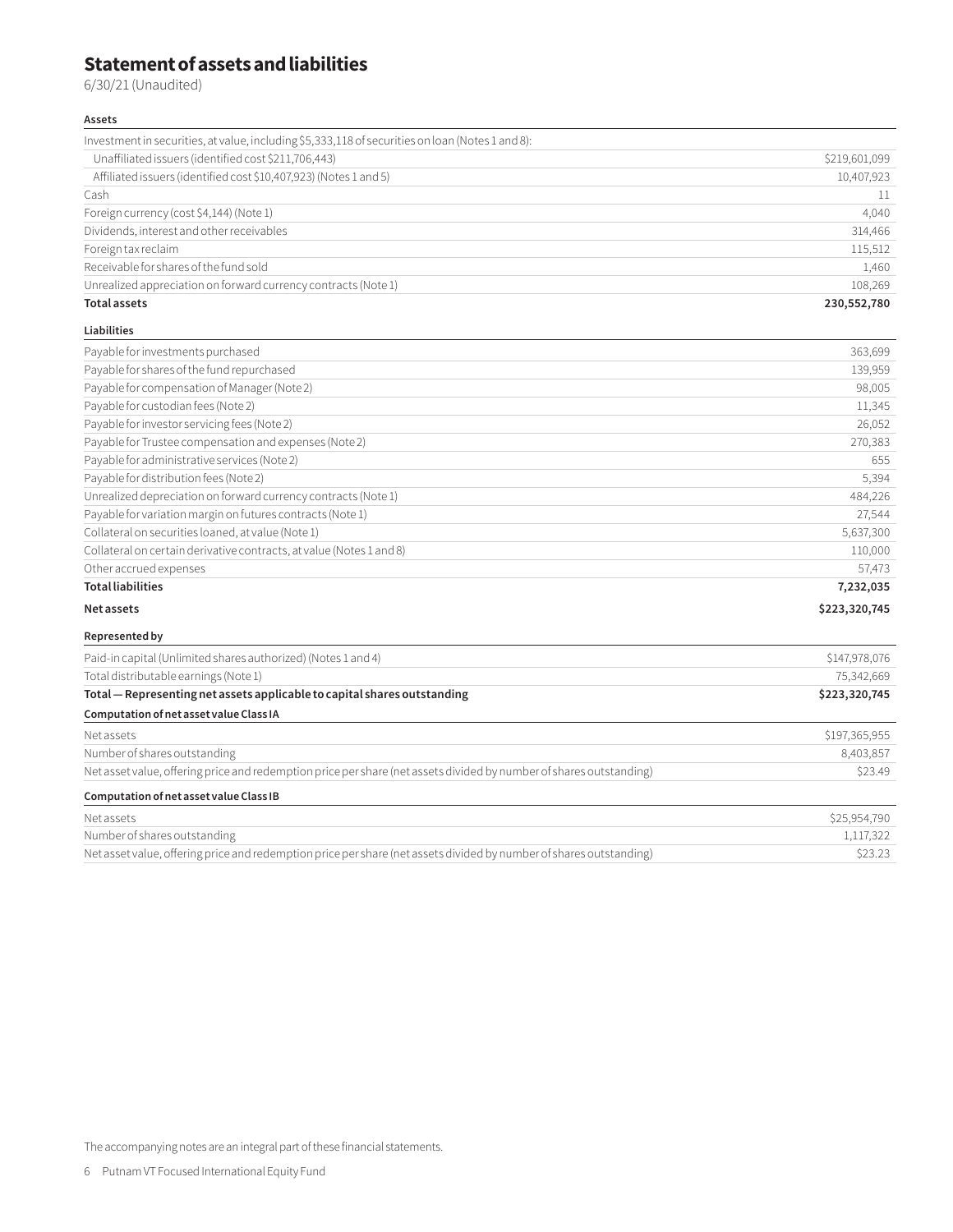# Statement of assets and liabilities

6/30/21 (Unaudited)

| **Assets** | |
|---|---|
| Investment in securities, at value, including $5,333,118 of securities on loan (Notes 1 and 8): | |
| Unaffiliated issuers (identified cost $211,706,443) | $219,601,099 |
| Affiliated issuers (identified cost $10,407,923) (Notes 1 and 5) | 10,407,923 |
| Cash | 11 |
| Foreign currency (cost $4,144) (Note 1) | 4,040 |
| Dividends, interest and other receivables | 314,466 |
| Foreign tax reclaim | 115,512 |
| Receivable for shares of the fund sold | 1,460 |
| Unrealized appreciation on forward currency contracts (Note 1) | 108,269 |
| **Total assets** | **230,552,780** |
| **Liabilities** | |
| Payable for investments purchased | 363,699 |
| Payable for shares of the fund repurchased | 139,959 |
| Payable for compensation of Manager (Note 2) | 98,005 |
| Payable for custodian fees (Note 2) | 11,345 |
| Payable for investor servicing fees (Note 2) | 26,052 |
| Payable for Trustee compensation and expenses (Note 2) | 270,383 |
| Payable for administrative services (Note 2) | 655 |
| Payable for distribution fees (Note 2) | 5,394 |
| Unrealized depreciation on forward currency contracts (Note 1) | 484,226 |
| Payable for variation margin on futures contracts (Note 1) | 27,544 |
| Collateral on securities loaned, at value (Note 1) | 5,637,300 |
| Collateral on certain derivative contracts, at value (Notes 1 and 8) | 110,000 |
| Other accrued expenses | 57,473 |
| **Total liabilities** | **7,232,035** |
| **Net assets** | **$223,320,745** |
| **Represented by** | |
| Paid-in capital (Unlimited shares authorized) (Notes 1 and 4) | $147,978,076 |
| Total distributable earnings (Note 1) | 75,342,669 |
| **Total — Representing net assets applicable to capital shares outstanding** | **$223,320,745** |
| **Computation of net asset value Class IA** | |
| Net assets | $197,365,955 |
| Number of shares outstanding | 8,403,857 |
| Net asset value, offering price and redemption price per share (net assets divided by number of shares outstanding) | $23.49 |
| **Computation of net asset value Class IB** | |
| Net assets | $25,954,790 |
| Number of shares outstanding | 1,117,322 |
| Net asset value, offering price and redemption price per share (net assets divided by number of shares outstanding) | $23.23 |

The accompanying notes are an integral part of these financial statements.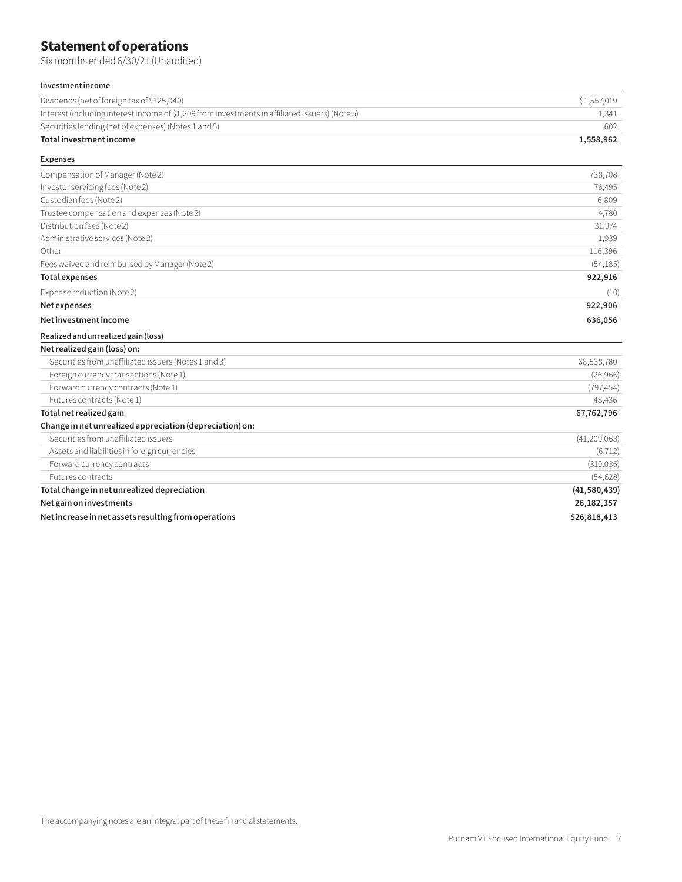# Statement of operations

Six months ended 6/30/21 (Unaudited)

| | |
|---|---|
| **Investment income** | |
| Dividends (net of foreign tax of $125,040) | $1,557,019 |
| Interest (including interest income of $1,209 from investments in affiliated issuers) (Note 5) | 1,341 |
| Securities lending (net of expenses) (Notes 1 and 5) | 602 |
| **Total investment income** | **1,558,962** |
| **Expenses** | |
| Compensation of Manager (Note 2) | 738,708 |
| Investor servicing fees (Note 2) | 76,495 |
| Custodian fees (Note 2) | 6,809 |
| Trustee compensation and expenses (Note 2) | 4,780 |
| Distribution fees (Note 2) | 31,974 |
| Administrative services (Note 2) | 1,939 |
| Other | 116,396 |
| Fees waived and reimbursed by Manager (Note 2) | (54,185) |
| **Total expenses** | **922,916** |
| Expense reduction (Note 2) | (10) |
| **Net expenses** | **922,906** |
| **Net investment income** | **636,056** |
| **Realized and unrealized gain (loss)** | |
| **Net realized gain (loss) on:** | |
| Securities from unaffiliated issuers (Notes 1 and 3) | 68,538,780 |
| Foreign currency transactions (Note 1) | (26,966) |
| Forward currency contracts (Note 1) | (797,454) |
| Futures contracts (Note 1) | 48,436 |
| **Total net realized gain** | **67,762,796** |
| **Change in net unrealized appreciation (depreciation) on:** | |
| Securities from unaffiliated issuers | (41,209,063) |
| Assets and liabilities in foreign currencies | (6,712) |
| Forward currency contracts | (310,036) |
| Futures contracts | (54,628) |
| **Total change in net unrealized depreciation** | **(41,580,439)** |
| **Net gain on investments** | **26,182,357** |
| **Net increase in net assets resulting from operations** | **$26,818,413** |

The accompanying notes are an integral part of these financial statements.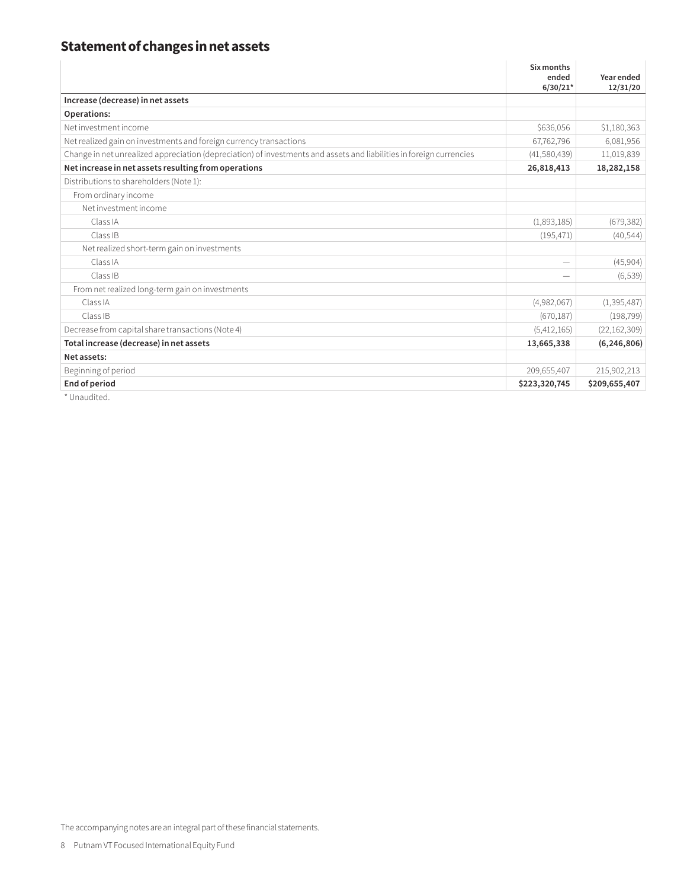# Statement of changes in net assets

| | Six months ended 6/30/21* | Year ended 12/31/20 |
|---|---|---|
| **Increase (decrease) in net assets** | | |
| **Operations:** | | |
| Net investment income | $636,056 | $1,180,363 |
| Net realized gain on investments and foreign currency transactions | 67,762,796 | 6,081,956 |
| Change in net unrealized appreciation (depreciation) of investments and assets and liabilities in foreign currencies | (41,580,439) | 11,019,839 |
| **Net increase in net assets resulting from operations** | **26,818,413** | **18,282,158** |
| Distributions to shareholders (Note 1): | | |
| From ordinary income | | |
| Net investment income | | |
| Class IA | (1,893,185) | (679,382) |
| Class IB | (195,471) | (40,544) |
| Net realized short-term gain on investments | | |
| Class IA | — | (45,904) |
| Class IB | — | (6,539) |
| From net realized long-term gain on investments | | |
| Class IA | (4,982,067) | (1,395,487) |
| Class IB | (670,187) | (198,799) |
| Decrease from capital share transactions (Note 4) | (5,412,165) | (22,162,309) |
| **Total increase (decrease) in net assets** | **13,665,338** | **(6,246,806)** |
| **Net assets:** | | |
| Beginning of period | 209,655,407 | 215,902,213 |
| **End of period** | **$223,320,745** | **$209,655,407** |

\* Unaudited.

The accompanying notes are an integral part of these financial statements.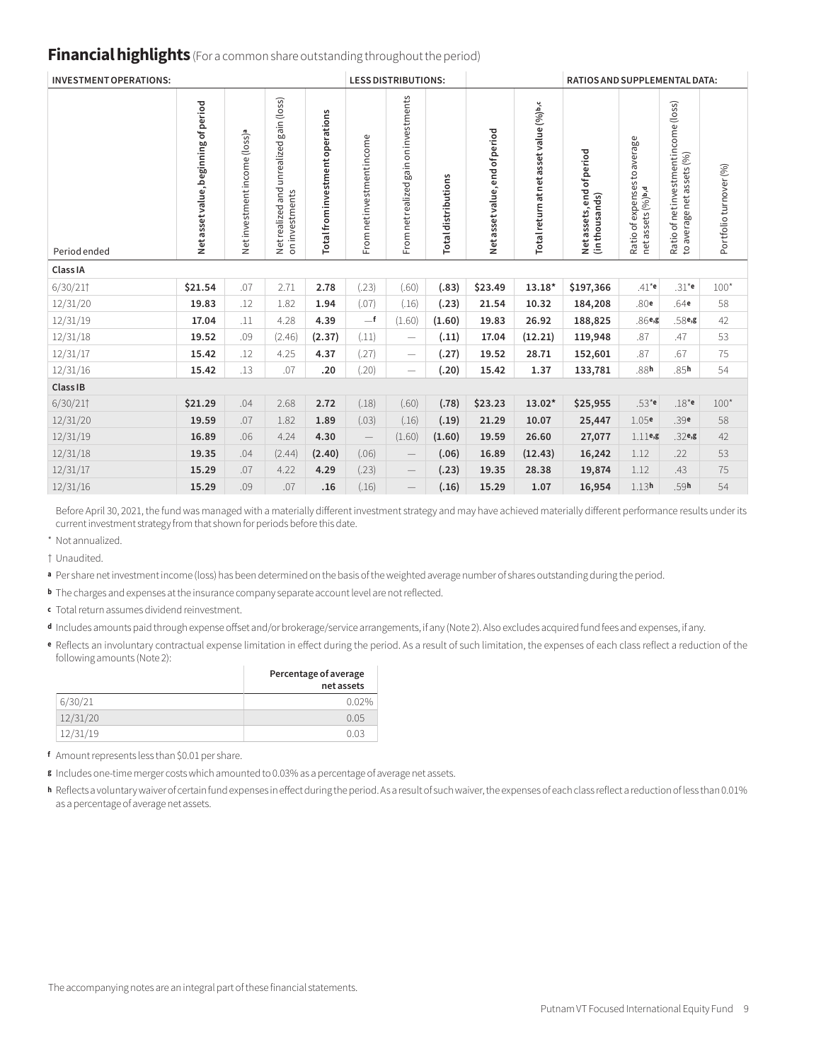## Financial highlights (For a common share outstanding throughout the period)

| INVESTMENT OPERATIONS: | | | | | LESS DISTRIBUTIONS: | | | | | RATIOS AND SUPPLEMENTAL DATA: | | | |
|---|---|---|---|---|---|---|---|---|---|---|---|---|---|
| Period ended | Net asset value, beginning of period | Net investment income (loss)[a] | Net realized and unrealized gain (loss) on investments | Total from investment operations | From net investment income | From net realized gain on investments | Total distributions | Net asset value, end of period | Total return at net asset value (%)[b,c] | Net assets, end of period (in thousands) | Ratio of expenses to average net assets (%)[b,d] | Ratio of net investment income (loss) to average net assets (%) | Portfolio turnover (%) |
| **Class IA** | | | | | | | | | | | | | |
| 6/30/21† | **$21.54** | .07 | 2.71 | **2.78** | (.23) | (.60) | **(.83)** | **$23.49** | **13.18*** | **$197,366** | .41*[e] | .31*[e] | 100* |
| 12/31/20 | **19.83** | .12 | 1.82 | **1.94** | (.07) | (.16) | **(.23)** | **21.54** | **10.32** | **184,208** | .80[e] | .64[e] | 58 |
| 12/31/19 | **17.04** | .11 | 4.28 | **4.39** | —[f] | (1.60) | **(1.60)** | **19.83** | **26.92** | **188,825** | .86[e,g] | .58[e,g] | 42 |
| 12/31/18 | **19.52** | .09 | (2.46) | **(2.37)** | (.11) | — | **(.11)** | **17.04** | **(12.21)** | **119,948** | .87 | .47 | 53 |
| 12/31/17 | **15.42** | .12 | 4.25 | **4.37** | (.27) | — | **(.27)** | **19.52** | **28.71** | **152,601** | .87 | .67 | 75 |
| 12/31/16 | **15.42** | .13 | .07 | **.20** | (.20) | — | **(.20)** | **15.42** | **1.37** | **133,781** | .88[h] | .85[h] | 54 |
| **Class IB** | | | | | | | | | | | | | |
| 6/30/21† | **$21.29** | .04 | 2.68 | **2.72** | (.18) | (.60) | **(.78)** | **$23.23** | **13.02*** | **$25,955** | .53*[e] | .18*[e] | 100* |
| 12/31/20 | **19.59** | .07 | 1.82 | **1.89** | (.03) | (.16) | **(.19)** | **21.29** | **10.07** | **25,447** | 1.05[e] | .39[e] | 58 |
| 12/31/19 | **16.89** | .06 | 4.24 | **4.30** | — | (1.60) | **(1.60)** | **19.59** | **26.60** | **27,077** | 1.11[e,g] | .32[e,g] | 42 |
| 12/31/18 | **19.35** | .04 | (2.44) | **(2.40)** | (.06) | — | **(.06)** | **16.89** | **(12.43)** | **16,242** | 1.12 | .22 | 53 |
| 12/31/17 | **15.29** | .07 | 4.22 | **4.29** | (.23) | — | **(.23)** | **19.35** | **28.38** | **19,874** | 1.12 | .43 | 75 |
| 12/31/16 | **15.29** | .09 | .07 | **.16** | (.16) | — | **(.16)** | **15.29** | **1.07** | **16,954** | 1.13[h] | .59[h] | 54 |

Before April 30, 2021, the fund was managed with a materially different investment strategy and may have achieved materially different performance results under its current investment strategy from that shown for periods before this date.

\* Not annualized.

† Unaudited.

[a] Per share net investment income (loss) has been determined on the basis of the weighted average number of shares outstanding during the period.

[b] The charges and expenses at the insurance company separate account level are not reflected.

[c] Total return assumes dividend reinvestment.

[d] Includes amounts paid through expense offset and/or brokerage/service arrangements, if any (Note 2). Also excludes acquired fund fees and expenses, if any.

[e] Reflects an involuntary contractual expense limitation in effect during the period. As a result of such limitation, the expenses of each class reflect a reduction of the following amounts (Note 2):

| | Percentage of average net assets |
|---|---|
| 6/30/21 | 0.02% |
| 12/31/20 | 0.05 |
| 12/31/19 | 0.03 |

[f] Amount represents less than $0.01 per share.

[g] Includes one-time merger costs which amounted to 0.03% as a percentage of average net assets.

[h] Reflects a voluntary waiver of certain fund expenses in effect during the period. As a result of such waiver, the expenses of each class reflect a reduction of less than 0.01% as a percentage of average net assets.

The accompanying notes are an integral part of these financial statements.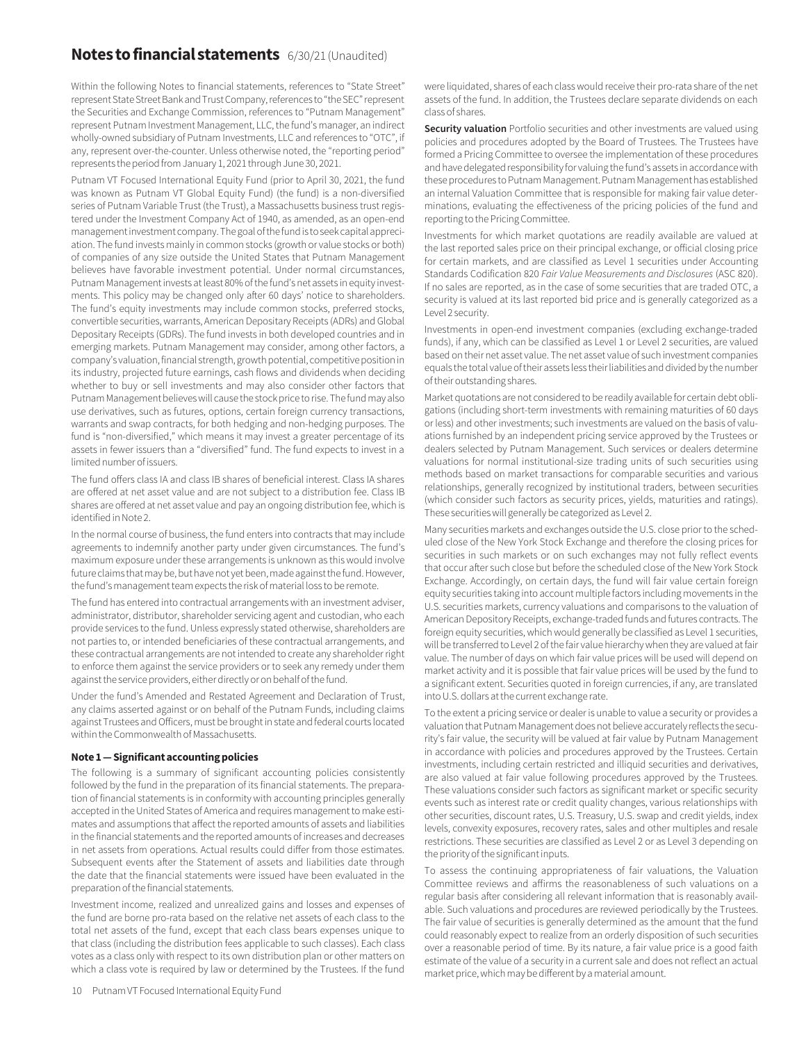# Notes to financial statements 6/30/21 (Unaudited)

Within the following Notes to financial statements, references to "State Street" represent State Street Bank and Trust Company, references to "the SEC" represent the Securities and Exchange Commission, references to "Putnam Management" represent Putnam Investment Management, LLC, the fund's manager, an indirect wholly-owned subsidiary of Putnam Investments, LLC and references to "OTC", if any, represent over-the-counter. Unless otherwise noted, the "reporting period" represents the period from January 1, 2021 through June 30, 2021.

Putnam VT Focused International Equity Fund (prior to April 30, 2021, the fund was known as Putnam VT Global Equity Fund) (the fund) is a non-diversified series of Putnam Variable Trust (the Trust), a Massachusetts business trust registered under the Investment Company Act of 1940, as amended, as an open-end management investment company. The goal of the fund is to seek capital appreciation. The fund invests mainly in common stocks (growth or value stocks or both) of companies of any size outside the United States that Putnam Management believes have favorable investment potential. Under normal circumstances, Putnam Management invests at least 80% of the fund's net assets in equity investments. This policy may be changed only after 60 days' notice to shareholders. The fund's equity investments may include common stocks, preferred stocks, convertible securities, warrants, American Depositary Receipts (ADRs) and Global Depositary Receipts (GDRs). The fund invests in both developed countries and in emerging markets. Putnam Management may consider, among other factors, a company's valuation, financial strength, growth potential, competitive position in its industry, projected future earnings, cash flows and dividends when deciding whether to buy or sell investments and may also consider other factors that Putnam Management believes will cause the stock price to rise. The fund may also use derivatives, such as futures, options, certain foreign currency transactions, warrants and swap contracts, for both hedging and non-hedging purposes. The fund is "non-diversified," which means it may invest a greater percentage of its assets in fewer issuers than a "diversified" fund. The fund expects to invest in a limited number of issuers.

The fund offers class IA and class IB shares of beneficial interest. Class IA shares are offered at net asset value and are not subject to a distribution fee. Class IB shares are offered at net asset value and pay an ongoing distribution fee, which is identified in Note 2.

In the normal course of business, the fund enters into contracts that may include agreements to indemnify another party under given circumstances. The fund's maximum exposure under these arrangements is unknown as this would involve future claims that may be, but have not yet been, made against the fund. However, the fund's management team expects the risk of material loss to be remote.

The fund has entered into contractual arrangements with an investment adviser, administrator, distributor, shareholder servicing agent and custodian, who each provide services to the fund. Unless expressly stated otherwise, shareholders are not parties to, or intended beneficiaries of these contractual arrangements, and these contractual arrangements are not intended to create any shareholder right to enforce them against the service providers or to seek any remedy under them against the service providers, either directly or on behalf of the fund.

Under the fund's Amended and Restated Agreement and Declaration of Trust, any claims asserted against or on behalf of the Putnam Funds, including claims against Trustees and Officers, must be brought in state and federal courts located within the Commonwealth of Massachusetts.

### Note 1 — Significant accounting policies

The following is a summary of significant accounting policies consistently followed by the fund in the preparation of its financial statements. The preparation of financial statements is in conformity with accounting principles generally accepted in the United States of America and requires management to make estimates and assumptions that affect the reported amounts of assets and liabilities in the financial statements and the reported amounts of increases and decreases in net assets from operations. Actual results could differ from those estimates. Subsequent events after the Statement of assets and liabilities date through the date that the financial statements were issued have been evaluated in the preparation of the financial statements.

Investment income, realized and unrealized gains and losses and expenses of the fund are borne pro-rata based on the relative net assets of each class to the total net assets of the fund, except that each class bears expenses unique to that class (including the distribution fees applicable to such classes). Each class votes as a class only with respect to its own distribution plan or other matters on which a class vote is required by law or determined by the Trustees. If the fund were liquidated, shares of each class would receive their pro-rata share of the net assets of the fund. In addition, the Trustees declare separate dividends on each class of shares.

**Security valuation** Portfolio securities and other investments are valued using policies and procedures adopted by the Board of Trustees. The Trustees have formed a Pricing Committee to oversee the implementation of these procedures and have delegated responsibility for valuing the fund's assets in accordance with these procedures to Putnam Management. Putnam Management has established an internal Valuation Committee that is responsible for making fair value determinations, evaluating the effectiveness of the pricing policies of the fund and reporting to the Pricing Committee.

Investments for which market quotations are readily available are valued at the last reported sales price on their principal exchange, or official closing price for certain markets, and are classified as Level 1 securities under Accounting Standards Codification 820 *Fair Value Measurements and Disclosures* (ASC 820). If no sales are reported, as in the case of some securities that are traded OTC, a security is valued at its last reported bid price and is generally categorized as a Level 2 security.

Investments in open-end investment companies (excluding exchange-traded funds), if any, which can be classified as Level 1 or Level 2 securities, are valued based on their net asset value. The net asset value of such investment companies equals the total value of their assets less their liabilities and divided by the number of their outstanding shares.

Market quotations are not considered to be readily available for certain debt obligations (including short-term investments with remaining maturities of 60 days or less) and other investments; such investments are valued on the basis of valuations furnished by an independent pricing service approved by the Trustees or dealers selected by Putnam Management. Such services or dealers determine valuations for normal institutional-size trading units of such securities using methods based on market transactions for comparable securities and various relationships, generally recognized by institutional traders, between securities (which consider such factors as security prices, yields, maturities and ratings). These securities will generally be categorized as Level 2.

Many securities markets and exchanges outside the U.S. close prior to the scheduled close of the New York Stock Exchange and therefore the closing prices for securities in such markets or on such exchanges may not fully reflect events that occur after such close but before the scheduled close of the New York Stock Exchange. Accordingly, on certain days, the fund will fair value certain foreign equity securities taking into account multiple factors including movements in the U.S. securities markets, currency valuations and comparisons to the valuation of American Depository Receipts, exchange-traded funds and futures contracts. The foreign equity securities, which would generally be classified as Level 1 securities, will be transferred to Level 2 of the fair value hierarchy when they are valued at fair value. The number of days on which fair value prices will be used will depend on market activity and it is possible that fair value prices will be used by the fund to a significant extent. Securities quoted in foreign currencies, if any, are translated into U.S. dollars at the current exchange rate.

To the extent a pricing service or dealer is unable to value a security or provides a valuation that Putnam Management does not believe accurately reflects the security's fair value, the security will be valued at fair value by Putnam Management in accordance with policies and procedures approved by the Trustees. Certain investments, including certain restricted and illiquid securities and derivatives, are also valued at fair value following procedures approved by the Trustees. These valuations consider such factors as significant market or specific security events such as interest rate or credit quality changes, various relationships with other securities, discount rates, U.S. Treasury, U.S. swap and credit yields, index levels, convexity exposures, recovery rates, sales and other multiples and resale restrictions. These securities are classified as Level 2 or as Level 3 depending on the priority of the significant inputs.

To assess the continuing appropriateness of fair valuations, the Valuation Committee reviews and affirms the reasonableness of such valuations on a regular basis after considering all relevant information that is reasonably available. Such valuations and procedures are reviewed periodically by the Trustees. The fair value of securities is generally determined as the amount that the fund could reasonably expect to realize from an orderly disposition of such securities over a reasonable period of time. By its nature, a fair value price is a good faith estimate of the value of a security in a current sale and does not reflect an actual market price, which may be different by a material amount.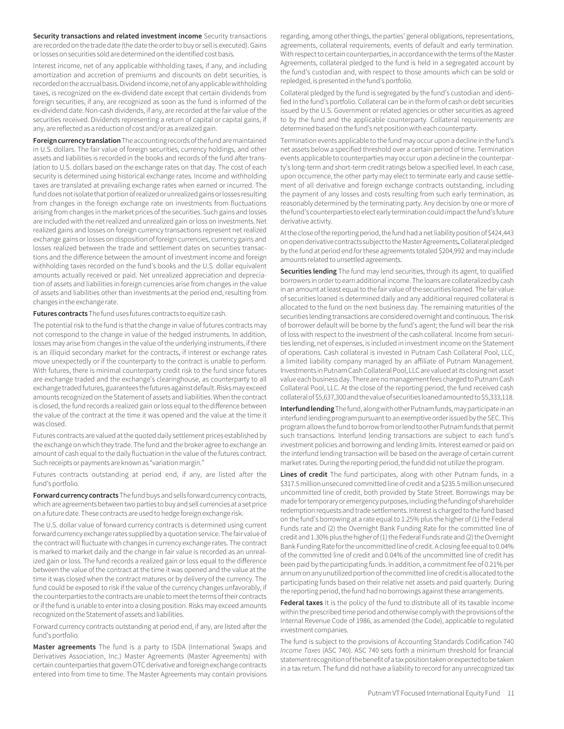**Security transactions and related investment income** Security transactions are recorded on the trade date (the date the order to buy or sell is executed). Gains or losses on securities sold are determined on the identified cost basis.

Interest income, net of any applicable withholding taxes, if any, and including amortization and accretion of premiums and discounts on debt securities, is recorded on the accrual basis. Dividend income, net of any applicable withholding taxes, is recognized on the ex-dividend date except that certain dividends from foreign securities, if any, are recognized as soon as the fund is informed of the ex-dividend date. Non-cash dividends, if any, are recorded at the fair value of the securities received. Dividends representing a return of capital or capital gains, if any, are reflected as a reduction of cost and/or as a realized gain.

**Foreign currency translation** The accounting records of the fund are maintained in U.S. dollars. The fair value of foreign securities, currency holdings, and other assets and liabilities is recorded in the books and records of the fund after translation to U.S. dollars based on the exchange rates on that day. The cost of each security is determined using historical exchange rates. Income and withholding taxes are translated at prevailing exchange rates when earned or incurred. The fund does not isolate that portion of realized or unrealized gains or losses resulting from changes in the foreign exchange rate on investments from fluctuations arising from changes in the market prices of the securities. Such gains and losses are included with the net realized and unrealized gain or loss on investments. Net realized gains and losses on foreign currency transactions represent net realized exchange gains or losses on disposition of foreign currencies, currency gains and losses realized between the trade and settlement dates on securities transactions and the difference between the amount of investment income and foreign withholding taxes recorded on the fund's books and the U.S. dollar equivalent amounts actually received or paid. Net unrealized appreciation and depreciation of assets and liabilities in foreign currencies arise from changes in the value of assets and liabilities other than investments at the period end, resulting from changes in the exchange rate.

**Futures contracts** The fund uses futures contracts to equitize cash.

The potential risk to the fund is that the change in value of futures contracts may not correspond to the change in value of the hedged instruments. In addition, losses may arise from changes in the value of the underlying instruments, if there is an illiquid secondary market for the contracts, if interest or exchange rates move unexpectedly or if the counterparty to the contract is unable to perform. With futures, there is minimal counterparty credit risk to the fund since futures are exchange traded and the exchange's clearinghouse, as counterparty to all exchange traded futures, guarantees the futures against default. Risks may exceed amounts recognized on the Statement of assets and liabilities. When the contract is closed, the fund records a realized gain or loss equal to the difference between the value of the contract at the time it was opened and the value at the time it was closed.

Futures contracts are valued at the quoted daily settlement prices established by the exchange on which they trade. The fund and the broker agree to exchange an amount of cash equal to the daily fluctuation in the value of the futures contract. Such receipts or payments are known as "variation margin."

Futures contracts outstanding at period end, if any, are listed after the fund's portfolio.

**Forward currency contracts** The fund buys and sells forward currency contracts, which are agreements between two parties to buy and sell currencies at a set price on a future date. These contracts are used to hedge foreign exchange risk.

The U.S. dollar value of forward currency contracts is determined using current forward currency exchange rates supplied by a quotation service. The fair value of the contract will fluctuate with changes in currency exchange rates. The contract is marked to market daily and the change in fair value is recorded as an unrealized gain or loss. The fund records a realized gain or loss equal to the difference between the value of the contract at the time it was opened and the value at the time it was closed when the contract matures or by delivery of the currency. The fund could be exposed to risk if the value of the currency changes unfavorably, if the counterparties to the contracts are unable to meet the terms of their contracts or if the fund is unable to enter into a closing position. Risks may exceed amounts recognized on the Statement of assets and liabilities.

Forward currency contracts outstanding at period end, if any, are listed after the fund's portfolio.

**Master agreements** The fund is a party to ISDA (International Swaps and Derivatives Association, Inc.) Master Agreements (Master Agreements) with certain counterparties that govern OTC derivative and foreign exchange contracts entered into from time to time. The Master Agreements may contain provisions regarding, among other things, the parties' general obligations, representations, agreements, collateral requirements, events of default and early termination. With respect to certain counterparties, in accordance with the terms of the Master Agreements, collateral pledged to the fund is held in a segregated account by the fund's custodian and, with respect to those amounts which can be sold or repledged, is presented in the fund's portfolio.

Collateral pledged by the fund is segregated by the fund's custodian and identified in the fund's portfolio. Collateral can be in the form of cash or debt securities issued by the U.S. Government or related agencies or other securities as agreed to by the fund and the applicable counterparty. Collateral requirements are determined based on the fund's net position with each counterparty.

Termination events applicable to the fund may occur upon a decline in the fund's net assets below a specified threshold over a certain period of time. Termination events applicable to counterparties may occur upon a decline in the counterparty's long-term and short-term credit ratings below a specified level. In each case, upon occurrence, the other party may elect to terminate early and cause settlement of all derivative and foreign exchange contracts outstanding, including the payment of any losses and costs resulting from such early termination, as reasonably determined by the terminating party. Any decision by one or more of the fund's counterparties to elect early termination could impact the fund's future derivative activity.

At the close of the reporting period, the fund had a net liability position of $424,443 on open derivative contracts subject to the Master Agreements**.** Collateral pledged by the fund at period end for these agreements totaled $204,992 and may include amounts related to unsettled agreements.

**Securities lending** The fund may lend securities, through its agent, to qualified borrowers in order to earn additional income. The loans are collateralized by cash in an amount at least equal to the fair value of the securities loaned. The fair value of securities loaned is determined daily and any additional required collateral is allocated to the fund on the next business day. The remaining maturities of the securities lending transactions are considered overnight and continuous. The risk of borrower default will be borne by the fund's agent; the fund will bear the risk of loss with respect to the investment of the cash collateral. Income from securities lending, net of expenses, is included in investment income on the Statement of operations. Cash collateral is invested in Putnam Cash Collateral Pool, LLC, a limited liability company managed by an affiliate of Putnam Management. Investments in Putnam Cash Collateral Pool, LLC are valued at its closing net asset value each business day. There are no management fees charged to Putnam Cash Collateral Pool, LLC. At the close of the reporting period, the fund received cash collateral of $5,637,300 and the value of securities loaned amounted to $5,333,118.

**Interfund lending** The fund, along with other Putnam funds, may participate in an interfund lending program pursuant to an exemptive order issued by the SEC. This program allows the fund to borrow from or lend to other Putnam funds that permit such transactions. Interfund lending transactions are subject to each fund's investment policies and borrowing and lending limits. Interest earned or paid on the interfund lending transaction will be based on the average of certain current market rates. During the reporting period, the fund did not utilize the program.

**Lines of credit** The fund participates, along with other Putnam funds, in a $317.5 million unsecured committed line of credit and a $235.5 million unsecured uncommitted line of credit, both provided by State Street. Borrowings may be made for temporary or emergency purposes, including the funding of shareholder redemption requests and trade settlements. Interest is charged to the fund based on the fund's borrowing at a rate equal to 1.25% plus the higher of (1) the Federal Funds rate and (2) the Overnight Bank Funding Rate for the committed line of credit and 1.30% plus the higher of (1) the Federal Funds rate and (2) the Overnight Bank Funding Rate for the uncommitted line of credit. A closing fee equal to 0.04% of the committed line of credit and 0.04% of the uncommitted line of credit has been paid by the participating funds. In addition, a commitment fee of 0.21% per annum on any unutilized portion of the committed line of credit is allocated to the participating funds based on their relative net assets and paid quarterly. During the reporting period, the fund had no borrowings against these arrangements.

**Federal taxes** It is the policy of the fund to distribute all of its taxable income within the prescribed time period and otherwise comply with the provisions of the Internal Revenue Code of 1986, as amended (the Code), applicable to regulated investment companies.

The fund is subject to the provisions of Accounting Standards Codification 740 *Income Taxes* (ASC 740). ASC 740 sets forth a minimum threshold for financial statement recognition of the benefit of a tax position taken or expected to be taken in a tax return. The fund did not have a liability to record for any unrecognized tax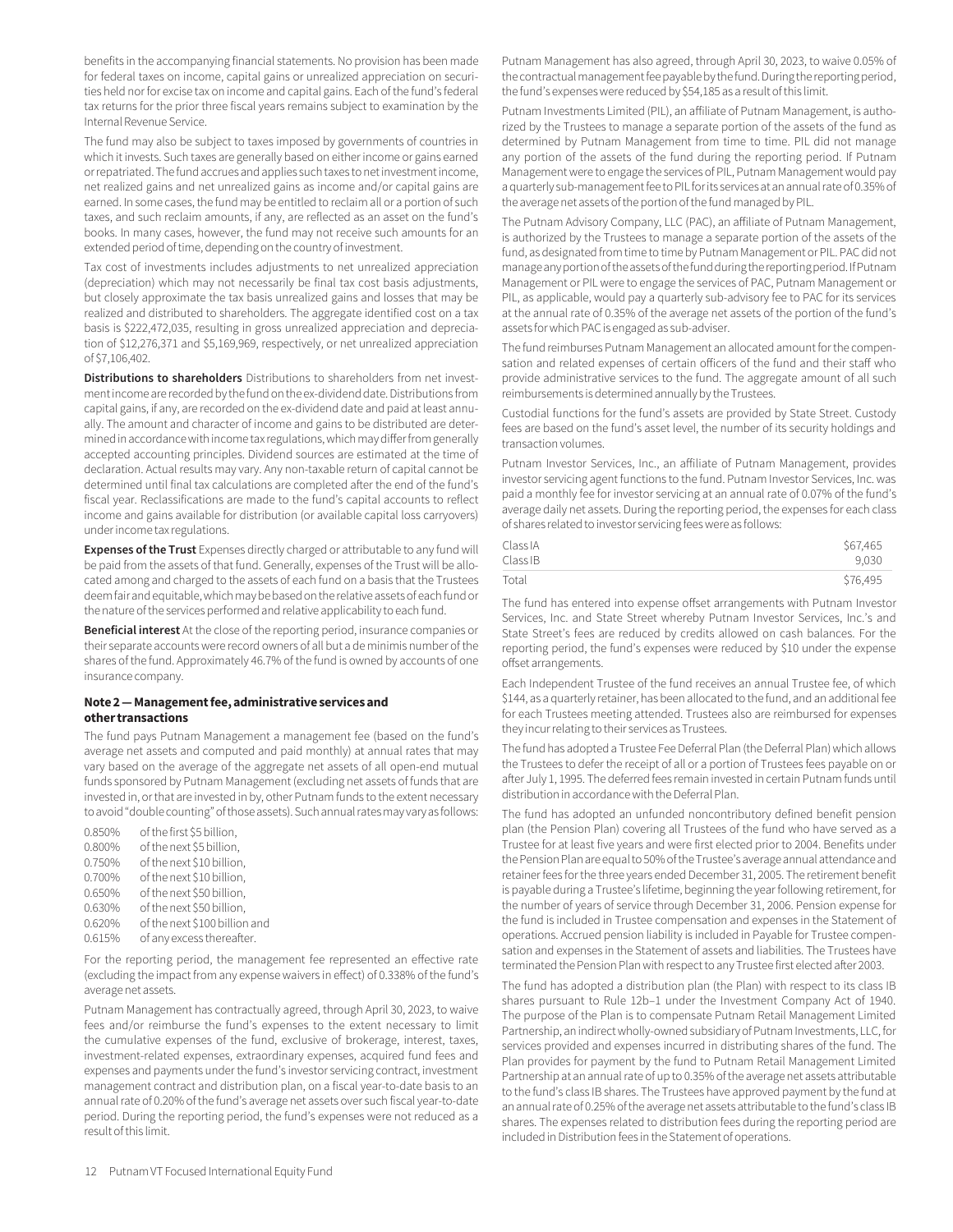benefits in the accompanying financial statements. No provision has been made for federal taxes on income, capital gains or unrealized appreciation on securities held nor for excise tax on income and capital gains. Each of the fund's federal tax returns for the prior three fiscal years remains subject to examination by the Internal Revenue Service.

The fund may also be subject to taxes imposed by governments of countries in which it invests. Such taxes are generally based on either income or gains earned or repatriated. The fund accrues and applies such taxes to net investment income, net realized gains and net unrealized gains as income and/or capital gains are earned. In some cases, the fund may be entitled to reclaim all or a portion of such taxes, and such reclaim amounts, if any, are reflected as an asset on the fund's books. In many cases, however, the fund may not receive such amounts for an extended period of time, depending on the country of investment.

Tax cost of investments includes adjustments to net unrealized appreciation (depreciation) which may not necessarily be final tax cost basis adjustments, but closely approximate the tax basis unrealized gains and losses that may be realized and distributed to shareholders. The aggregate identified cost on a tax basis is $222,472,035, resulting in gross unrealized appreciation and depreciation of $12,276,371 and $5,169,969, respectively, or net unrealized appreciation of $7,106,402.

**Distributions to shareholders** Distributions to shareholders from net investment income are recorded by the fund on the ex-dividend date. Distributions from capital gains, if any, are recorded on the ex-dividend date and paid at least annually. The amount and character of income and gains to be distributed are determined in accordance with income tax regulations, which may differ from generally accepted accounting principles. Dividend sources are estimated at the time of declaration. Actual results may vary. Any non-taxable return of capital cannot be determined until final tax calculations are completed after the end of the fund's fiscal year. Reclassifications are made to the fund's capital accounts to reflect income and gains available for distribution (or available capital loss carryovers) under income tax regulations.

**Expenses of the Trust** Expenses directly charged or attributable to any fund will be paid from the assets of that fund. Generally, expenses of the Trust will be allocated among and charged to the assets of each fund on a basis that the Trustees deem fair and equitable, which may be based on the relative assets of each fund or the nature of the services performed and relative applicability to each fund.

**Beneficial interest** At the close of the reporting period, insurance companies or their separate accounts were record owners of all but a de minimis number of the shares of the fund. Approximately 46.7% of the fund is owned by accounts of one insurance company.

### Note 2 — Management fee, administrative services and other transactions

The fund pays Putnam Management a management fee (based on the fund's average net assets and computed and paid monthly) at annual rates that may vary based on the average of the aggregate net assets of all open-end mutual funds sponsored by Putnam Management (excluding net assets of funds that are invested in, or that are invested in by, other Putnam funds to the extent necessary to avoid "double counting" of those assets). Such annual rates may vary as follows:

| | |
|---|---|
| 0.850% | of the first $5 billion, |
| 0.800% | of the next $5 billion, |
| 0.750% | of the next $10 billion, |
| 0.700% | of the next $10 billion, |
| 0.650% | of the next $50 billion, |
| 0.630% | of the next $50 billion, |
| 0.620% | of the next $100 billion and |
| 0.615% | of any excess thereafter. |

For the reporting period, the management fee represented an effective rate (excluding the impact from any expense waivers in effect) of 0.338% of the fund's average net assets.

Putnam Management has contractually agreed, through April 30, 2023, to waive fees and/or reimburse the fund's expenses to the extent necessary to limit the cumulative expenses of the fund, exclusive of brokerage, interest, taxes, investment-related expenses, extraordinary expenses, acquired fund fees and expenses and payments under the fund's investor servicing contract, investment management contract and distribution plan, on a fiscal year-to-date basis to an annual rate of 0.20% of the fund's average net assets over such fiscal year-to-date period. During the reporting period, the fund's expenses were not reduced as a result of this limit.

Putnam Management has also agreed, through April 30, 2023, to waive 0.05% of the contractual management fee payable by the fund. During the reporting period, the fund's expenses were reduced by $54,185 as a result of this limit.

Putnam Investments Limited (PIL), an affiliate of Putnam Management, is authorized by the Trustees to manage a separate portion of the assets of the fund as determined by Putnam Management from time to time. PIL did not manage any portion of the assets of the fund during the reporting period. If Putnam Management were to engage the services of PIL, Putnam Management would pay a quarterly sub-management fee to PIL for its services at an annual rate of 0.35% of the average net assets of the portion of the fund managed by PIL.

The Putnam Advisory Company, LLC (PAC), an affiliate of Putnam Management, is authorized by the Trustees to manage a separate portion of the assets of the fund, as designated from time to time by Putnam Management or PIL. PAC did not manage any portion of the assets of the fund during the reporting period. If Putnam Management or PIL were to engage the services of PAC, Putnam Management or PIL, as applicable, would pay a quarterly sub-advisory fee to PAC for its services at the annual rate of 0.35% of the average net assets of the portion of the fund's assets for which PAC is engaged as sub-adviser.

The fund reimburses Putnam Management an allocated amount for the compensation and related expenses of certain officers of the fund and their staff who provide administrative services to the fund. The aggregate amount of all such reimbursements is determined annually by the Trustees.

Custodial functions for the fund's assets are provided by State Street. Custody fees are based on the fund's asset level, the number of its security holdings and transaction volumes.

Putnam Investor Services, Inc., an affiliate of Putnam Management, provides investor servicing agent functions to the fund. Putnam Investor Services, Inc. was paid a monthly fee for investor servicing at an annual rate of 0.07% of the fund's average daily net assets. During the reporting period, the expenses for each class of shares related to investor servicing fees were as follows:

| | |
|---|---|
| Class IA | $67,465 |
| Class IB | 9,030 |
| Total | $76,495 |

The fund has entered into expense offset arrangements with Putnam Investor Services, Inc. and State Street whereby Putnam Investor Services, Inc.'s and State Street's fees are reduced by credits allowed on cash balances. For the reporting period, the fund's expenses were reduced by $10 under the expense offset arrangements.

Each Independent Trustee of the fund receives an annual Trustee fee, of which $144, as a quarterly retainer, has been allocated to the fund, and an additional fee for each Trustees meeting attended. Trustees also are reimbursed for expenses they incur relating to their services as Trustees.

The fund has adopted a Trustee Fee Deferral Plan (the Deferral Plan) which allows the Trustees to defer the receipt of all or a portion of Trustees fees payable on or after July 1, 1995. The deferred fees remain invested in certain Putnam funds until distribution in accordance with the Deferral Plan.

The fund has adopted an unfunded noncontributory defined benefit pension plan (the Pension Plan) covering all Trustees of the fund who have served as a Trustee for at least five years and were first elected prior to 2004. Benefits under the Pension Plan are equal to 50% of the Trustee's average annual attendance and retainer fees for the three years ended December 31, 2005. The retirement benefit is payable during a Trustee's lifetime, beginning the year following retirement, for the number of years of service through December 31, 2006. Pension expense for the fund is included in Trustee compensation and expenses in the Statement of operations. Accrued pension liability is included in Payable for Trustee compensation and expenses in the Statement of assets and liabilities. The Trustees have terminated the Pension Plan with respect to any Trustee first elected after 2003.

The fund has adopted a distribution plan (the Plan) with respect to its class IB shares pursuant to Rule 12b–1 under the Investment Company Act of 1940. The purpose of the Plan is to compensate Putnam Retail Management Limited Partnership, an indirect wholly-owned subsidiary of Putnam Investments, LLC, for services provided and expenses incurred in distributing shares of the fund. The Plan provides for payment by the fund to Putnam Retail Management Limited Partnership at an annual rate of up to 0.35% of the average net assets attributable to the fund's class IB shares. The Trustees have approved payment by the fund at an annual rate of 0.25% of the average net assets attributable to the fund's class IB shares. The expenses related to distribution fees during the reporting period are included in Distribution fees in the Statement of operations.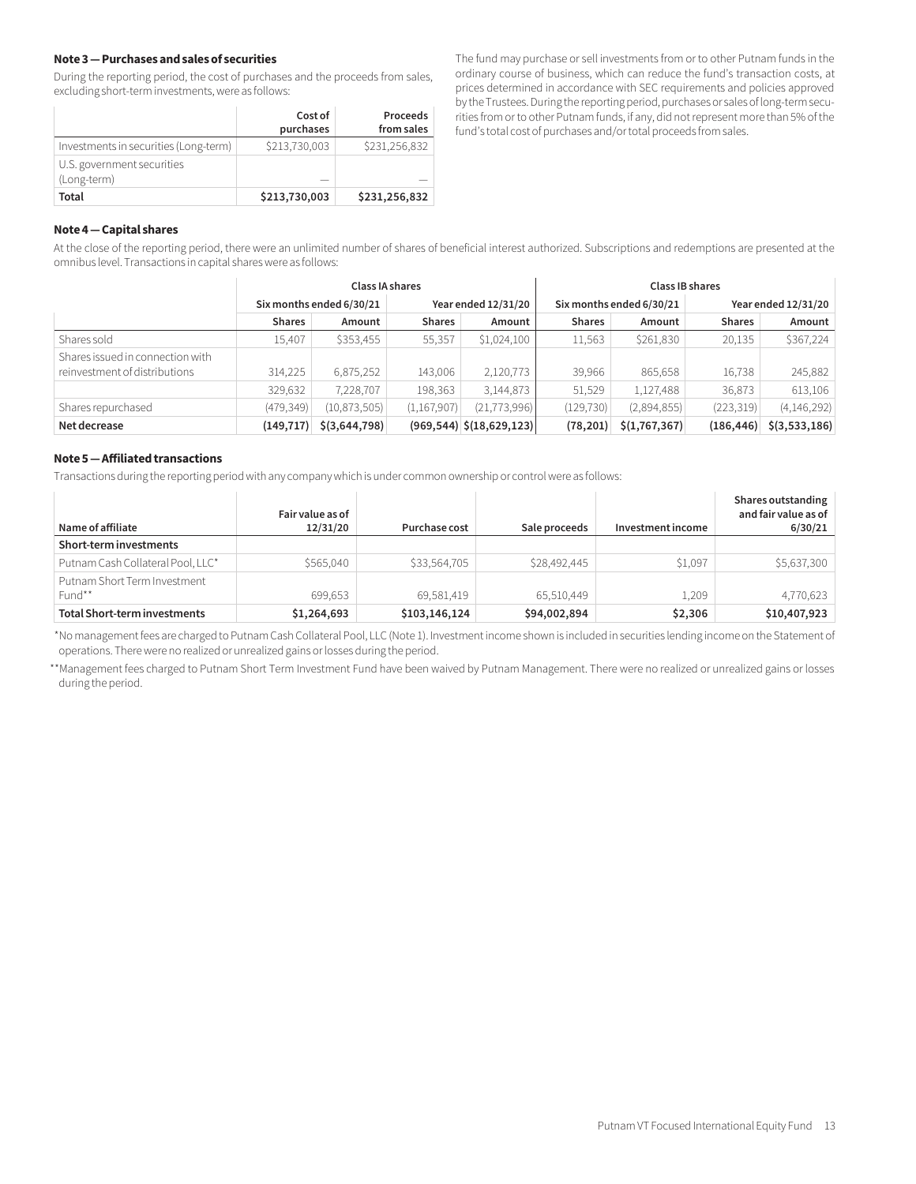### Note 3 — Purchases and sales of securities

During the reporting period, the cost of purchases and the proceeds from sales, excluding short-term investments, were as follows:

| | Cost of purchases | Proceeds from sales |
|---|---|---|
| Investments in securities (Long-term) | $213,730,003 | $231,256,832 |
| U.S. government securities (Long-term) | — | — |
| **Total** | **$213,730,003** | **$231,256,832** |

The fund may purchase or sell investments from or to other Putnam funds in the ordinary course of business, which can reduce the fund's transaction costs, at prices determined in accordance with SEC requirements and policies approved by the Trustees. During the reporting period, purchases or sales of long-term securities from or to other Putnam funds, if any, did not represent more than 5% of the fund's total cost of purchases and/or total proceeds from sales.

### Note 4 — Capital shares

At the close of the reporting period, there were an unlimited number of shares of beneficial interest authorized. Subscriptions and redemptions are presented at the omnibus level. Transactions in capital shares were as follows:

| | Class IA shares | | | | Class IB shares | | | |
|---|---|---|---|---|---|---|---|---|
| | Six months ended 6/30/21 | | Year ended 12/31/20 | | Six months ended 6/30/21 | | Year ended 12/31/20 | |
| | **Shares** | **Amount** | **Shares** | **Amount** | **Shares** | **Amount** | **Shares** | **Amount** |
| Shares sold | 15,407 | $353,455 | 55,357 | $1,024,100 | 11,563 | $261,830 | 20,135 | $367,224 |
| Shares issued in connection with reinvestment of distributions | 314,225 | 6,875,252 | 143,006 | 2,120,773 | 39,966 | 865,658 | 16,738 | 245,882 |
| | 329,632 | 7,228,707 | 198,363 | 3,144,873 | 51,529 | 1,127,488 | 36,873 | 613,106 |
| Shares repurchased | (479,349) | (10,873,505) | (1,167,907) | (21,773,996) | (129,730) | (2,894,855) | (223,319) | (4,146,292) |
| **Net decrease** | **(149,717)** | **$(3,644,798)** | **(969,544)** | **$(18,629,123)** | **(78,201)** | **$(1,767,367)** | **(186,446)** | **$(3,533,186)** |

### Note 5 — Affiliated transactions

Transactions during the reporting period with any company which is under common ownership or control were as follows:

| Name of affiliate | Fair value as of 12/31/20 | Purchase cost | Sale proceeds | Investment income | Shares outstanding and fair value as of 6/30/21 |
|---|---|---|---|---|---|
| **Short-term investments** | | | | | |
| Putnam Cash Collateral Pool, LLC* | $565,040 | $33,564,705 | $28,492,445 | $1,097 | $5,637,300 |
| Putnam Short Term Investment Fund** | 699,653 | 69,581,419 | 65,510,449 | 1,209 | 4,770,623 |
| **Total Short-term investments** | **$1,264,693** | **$103,146,124** | **$94,002,894** | **$2,306** | **$10,407,923** |

*No management fees are charged to Putnam Cash Collateral Pool, LLC (Note 1). Investment income shown is included in securities lending income on the Statement of operations. There were no realized or unrealized gains or losses during the period.

**Management fees charged to Putnam Short Term Investment Fund have been waived by Putnam Management. There were no realized or unrealized gains or losses during the period.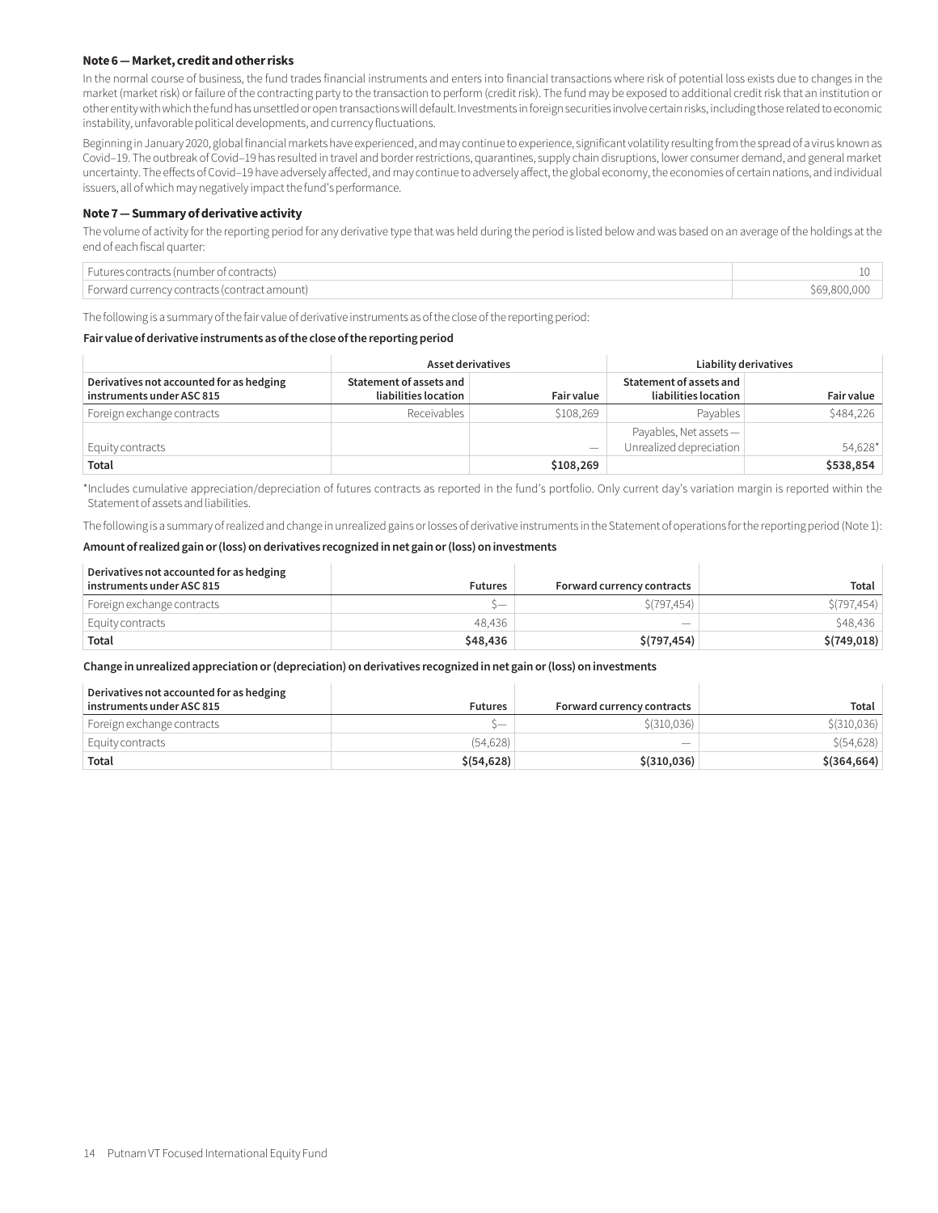**Note 6 — Market, credit and other risks**

In the normal course of business, the fund trades financial instruments and enters into financial transactions where risk of potential loss exists due to changes in the market (market risk) or failure of the contracting party to the transaction to perform (credit risk). The fund may be exposed to additional credit risk that an institution or other entity with which the fund has unsettled or open transactions will default. Investments in foreign securities involve certain risks, including those related to economic instability, unfavorable political developments, and currency fluctuations.

Beginning in January 2020, global financial markets have experienced, and may continue to experience, significant volatility resulting from the spread of a virus known as Covid–19. The outbreak of Covid–19 has resulted in travel and border restrictions, quarantines, supply chain disruptions, lower consumer demand, and general market uncertainty. The effects of Covid–19 have adversely affected, and may continue to adversely affect, the global economy, the economies of certain nations, and individual issuers, all of which may negatively impact the fund's performance.

**Note 7 — Summary of derivative activity**

The volume of activity for the reporting period for any derivative type that was held during the period is listed below and was based on an average of the holdings at the end of each fiscal quarter:

| | |
|---|---|
| Futures contracts (number of contracts) | 10 |
| Forward currency contracts (contract amount) | $69,800,000 |

The following is a summary of the fair value of derivative instruments as of the close of the reporting period:

**Fair value of derivative instruments as of the close of the reporting period**

| | Asset derivatives | | Liability derivatives | |
|---|---|---|---|---|
| **Derivatives not accounted for as hedging instruments under ASC 815** | **Statement of assets and liabilities location** | **Fair value** | **Statement of assets and liabilities location** | **Fair value** |
| Foreign exchange contracts | Receivables | $108,269 | Payables | $484,226 |
| Equity contracts | | — | Payables, Net assets — Unrealized depreciation | 54,628* |
| **Total** | | **$108,269** | | **$538,854** |

*Includes cumulative appreciation/depreciation of futures contracts as reported in the fund's portfolio. Only current day's variation margin is reported within the Statement of assets and liabilities.

The following is a summary of realized and change in unrealized gains or losses of derivative instruments in the Statement of operations for the reporting period (Note 1):

**Amount of realized gain or (loss) on derivatives recognized in net gain or (loss) on investments**

| Derivatives not accounted for as hedging instruments under ASC 815 | Futures | Forward currency contracts | Total |
|---|---|---|---|
| Foreign exchange contracts | $— | $(797,454) | $(797,454) |
| Equity contracts | 48,436 | — | $48,436 |
| **Total** | **$48,436** | **$(797,454)** | **$(749,018)** |

**Change in unrealized appreciation or (depreciation) on derivatives recognized in net gain or (loss) on investments**

| Derivatives not accounted for as hedging instruments under ASC 815 | Futures | Forward currency contracts | Total |
|---|---|---|---|
| Foreign exchange contracts | $— | $(310,036) | $(310,036) |
| Equity contracts | (54,628) | — | $(54,628) |
| **Total** | **$(54,628)** | **$(310,036)** | **$(364,664)** |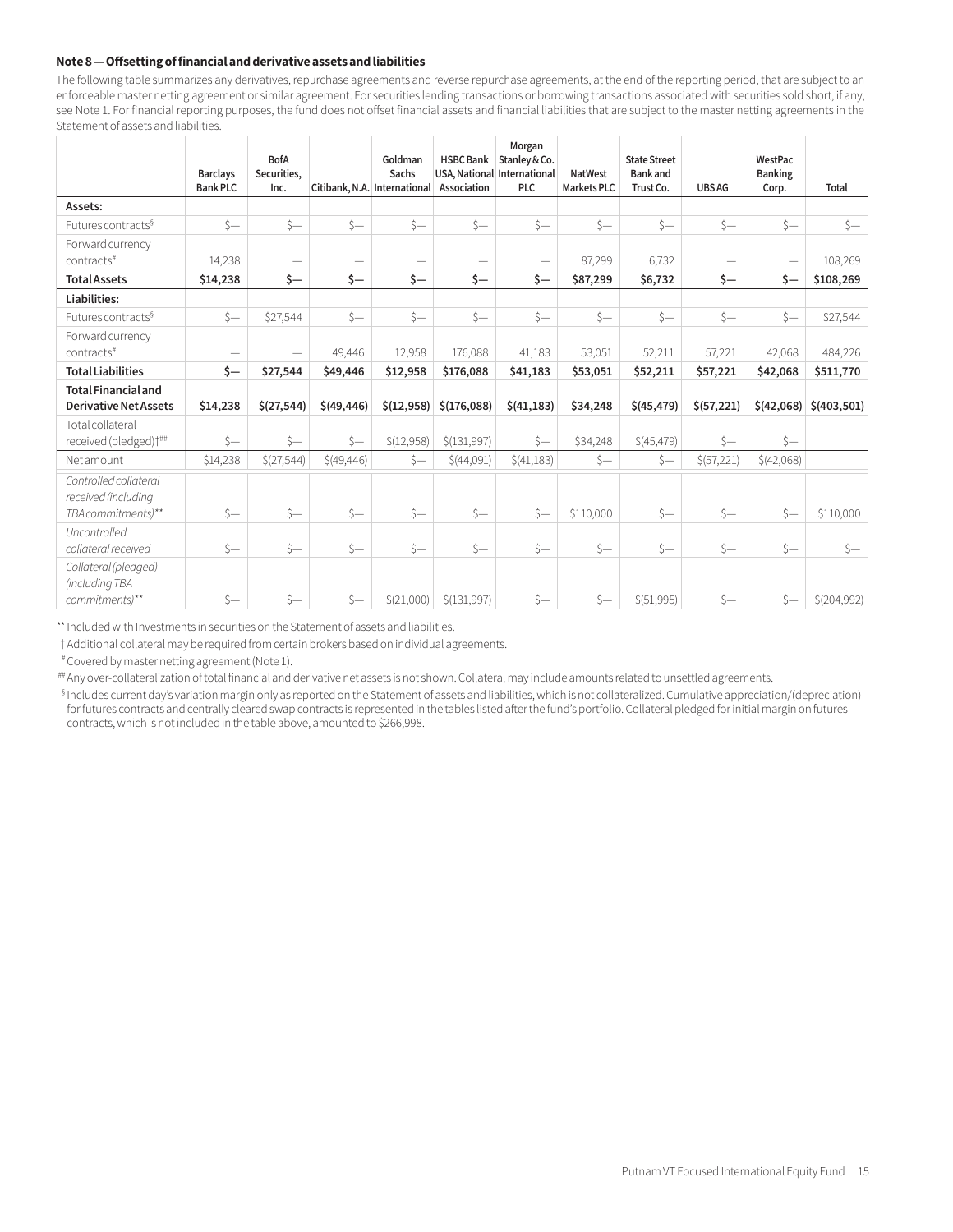### Note 8 — Offsetting of financial and derivative assets and liabilities

The following table summarizes any derivatives, repurchase agreements and reverse repurchase agreements, at the end of the reporting period, that are subject to an enforceable master netting agreement or similar agreement. For securities lending transactions or borrowing transactions associated with securities sold short, if any, see Note 1. For financial reporting purposes, the fund does not offset financial assets and financial liabilities that are subject to the master netting agreements in the Statement of assets and liabilities.

| | Barclays Bank PLC | BofA Securities, Inc. | Citibank, N.A. | Goldman Sachs International | HSBC Bank USA, National Association | Morgan Stanley & Co. International PLC | NatWest Markets PLC | State Street Bank and Trust Co. | UBS AG | WestPac Banking Corp. | Total |
|---|---|---|---|---|---|---|---|---|---|---|---|
| **Assets:** | | | | | | | | | | | |
| Futures contracts§ | $— | $— | $— | $— | $— | $— | $— | $— | $— | $— | $— |
| Forward currency contracts# | 14,238 | — | — | — | — | — | 87,299 | 6,732 | — | — | 108,269 |
| **Total Assets** | **$14,238** | **$—** | **$—** | **$—** | **$—** | **$—** | **$87,299** | **$6,732** | **$—** | **$—** | **$108,269** |
| **Liabilities:** | | | | | | | | | | | |
| Futures contracts§ | $— | $27,544 | $— | $— | $— | $— | $— | $— | $— | $— | $27,544 |
| Forward currency contracts# | — | — | 49,446 | 12,958 | 176,088 | 41,183 | 53,051 | 52,211 | 57,221 | 42,068 | 484,226 |
| **Total Liabilities** | **$—** | **$27,544** | **$49,446** | **$12,958** | **$176,088** | **$41,183** | **$53,051** | **$52,211** | **$57,221** | **$42,068** | **$511,770** |
| **Total Financial and Derivative Net Assets** | **$14,238** | **$(27,544)** | **$(49,446)** | **$(12,958)** | **$(176,088)** | **$(41,183)** | **$34,248** | **$(45,479)** | **$(57,221)** | **$(42,068)** | **$(403,501)** |
| Total collateral received (pledged)†## | $— | $— | $— | $(12,958) | $(131,997) | $— | $34,248 | $(45,479) | $— | $— | |
| Net amount | $14,238 | $(27,544) | $(49,446) | $— | $(44,091) | $(41,183) | $— | $— | $(57,221) | $(42,068) | |
| *Controlled collateral received (including TBA commitments)*** | $— | $— | $— | $— | $— | $— | $110,000 | $— | $— | $— | $110,000 |
| *Uncontrolled collateral received* | $— | $— | $— | $— | $— | $— | $— | $— | $— | $— | $— |
| *Collateral (pledged) (including TBA commitments)*** | $— | $— | $— | $(21,000) | $(131,997) | $— | $— | $(51,995) | $— | $— | $(204,992) |

** Included with Investments in securities on the Statement of assets and liabilities.

† Additional collateral may be required from certain brokers based on individual agreements.

# Covered by master netting agreement (Note 1).

## Any over-collateralization of total financial and derivative net assets is not shown. Collateral may include amounts related to unsettled agreements.

§ Includes current day's variation margin only as reported on the Statement of assets and liabilities, which is not collateralized. Cumulative appreciation/(depreciation) for futures contracts and centrally cleared swap contracts is represented in the tables listed after the fund's portfolio. Collateral pledged for initial margin on futures contracts, which is not included in the table above, amounted to $266,998.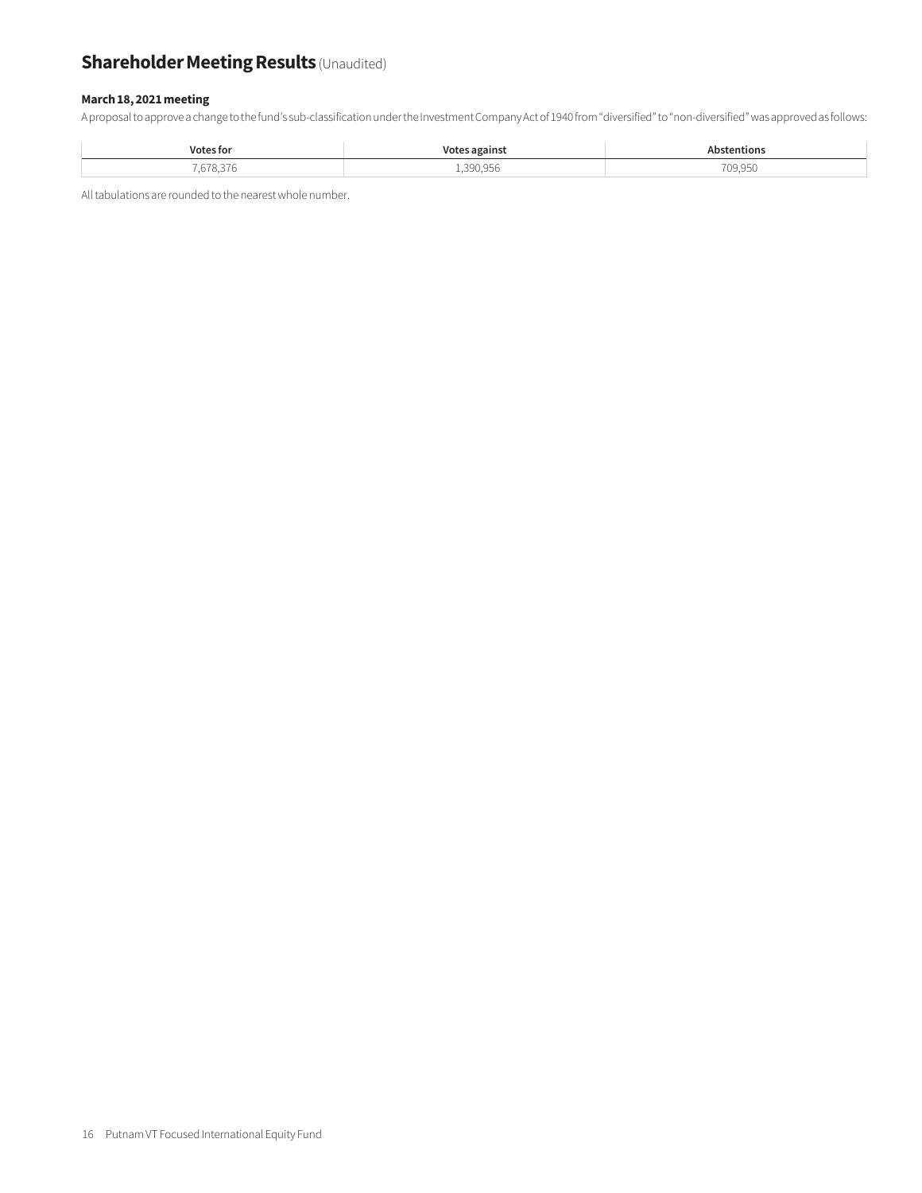# Shareholder Meeting Results (Unaudited)

**March 18, 2021 meeting**

A proposal to approve a change to the fund's sub-classification under the Investment Company Act of 1940 from "diversified" to "non-diversified" was approved as follows:

| Votes for | Votes against | Abstentions |
|---|---|---|
| 7,678,376 | 1,390,956 | 709,950 |

All tabulations are rounded to the nearest whole number.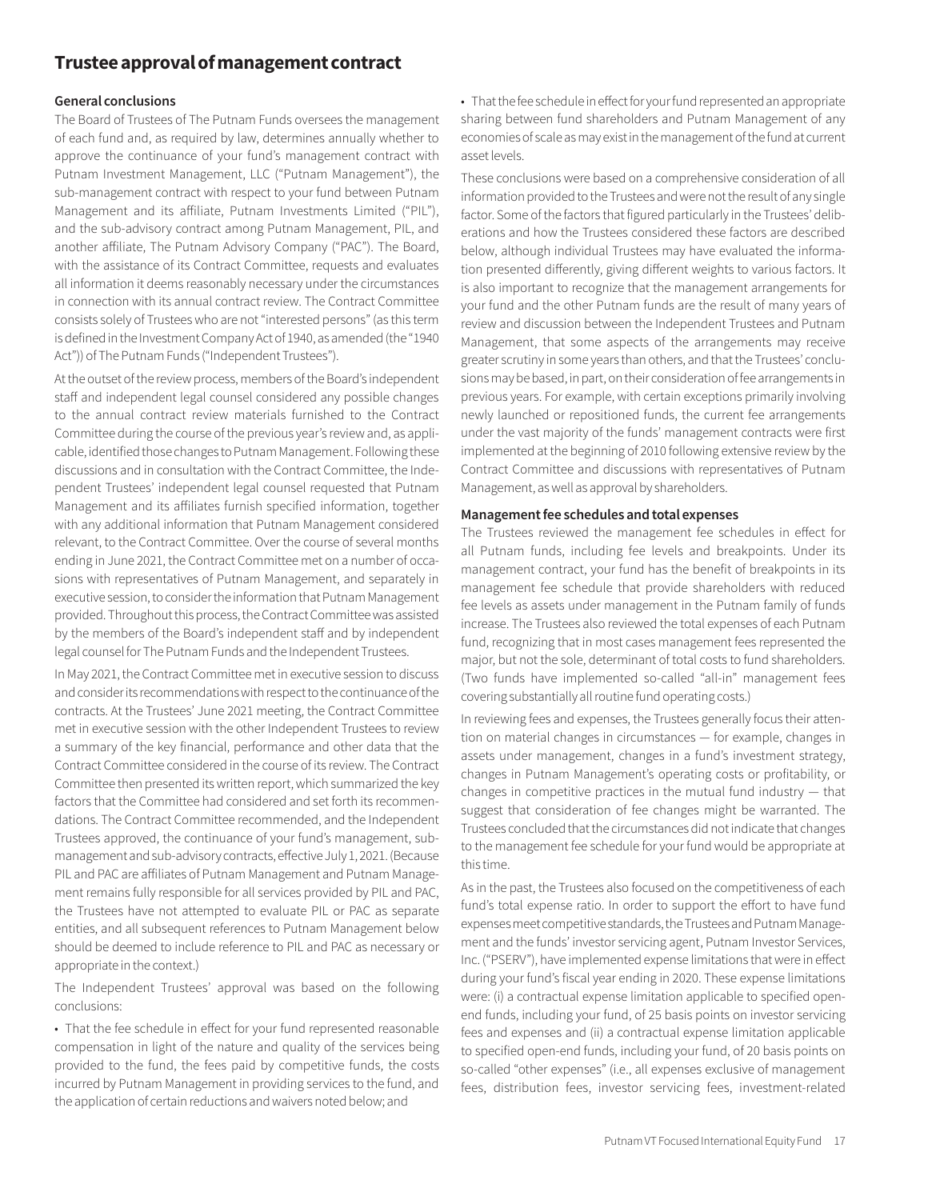# Trustee approval of management contract

### General conclusions

The Board of Trustees of The Putnam Funds oversees the management of each fund and, as required by law, determines annually whether to approve the continuance of your fund's management contract with Putnam Investment Management, LLC ("Putnam Management"), the sub-management contract with respect to your fund between Putnam Management and its affiliate, Putnam Investments Limited ("PIL"), and the sub-advisory contract among Putnam Management, PIL, and another affiliate, The Putnam Advisory Company ("PAC"). The Board, with the assistance of its Contract Committee, requests and evaluates all information it deems reasonably necessary under the circumstances in connection with its annual contract review. The Contract Committee consists solely of Trustees who are not "interested persons" (as this term is defined in the Investment Company Act of 1940, as amended (the "1940 Act")) of The Putnam Funds ("Independent Trustees").

At the outset of the review process, members of the Board's independent staff and independent legal counsel considered any possible changes to the annual contract review materials furnished to the Contract Committee during the course of the previous year's review and, as applicable, identified those changes to Putnam Management. Following these discussions and in consultation with the Contract Committee, the Independent Trustees' independent legal counsel requested that Putnam Management and its affiliates furnish specified information, together with any additional information that Putnam Management considered relevant, to the Contract Committee. Over the course of several months ending in June 2021, the Contract Committee met on a number of occasions with representatives of Putnam Management, and separately in executive session, to consider the information that Putnam Management provided. Throughout this process, the Contract Committee was assisted by the members of the Board's independent staff and by independent legal counsel for The Putnam Funds and the Independent Trustees.

In May 2021, the Contract Committee met in executive session to discuss and consider its recommendations with respect to the continuance of the contracts. At the Trustees' June 2021 meeting, the Contract Committee met in executive session with the other Independent Trustees to review a summary of the key financial, performance and other data that the Contract Committee considered in the course of its review. The Contract Committee then presented its written report, which summarized the key factors that the Committee had considered and set forth its recommendations. The Contract Committee recommended, and the Independent Trustees approved, the continuance of your fund's management, sub-management and sub-advisory contracts, effective July 1, 2021. (Because PIL and PAC are affiliates of Putnam Management and Putnam Management remains fully responsible for all services provided by PIL and PAC, the Trustees have not attempted to evaluate PIL or PAC as separate entities, and all subsequent references to Putnam Management below should be deemed to include reference to PIL and PAC as necessary or appropriate in the context.)

The Independent Trustees' approval was based on the following conclusions:

- That the fee schedule in effect for your fund represented reasonable compensation in light of the nature and quality of the services being provided to the fund, the fees paid by competitive funds, the costs incurred by Putnam Management in providing services to the fund, and the application of certain reductions and waivers noted below; and
- That the fee schedule in effect for your fund represented an appropriate sharing between fund shareholders and Putnam Management of any economies of scale as may exist in the management of the fund at current asset levels.

These conclusions were based on a comprehensive consideration of all information provided to the Trustees and were not the result of any single factor. Some of the factors that figured particularly in the Trustees' deliberations and how the Trustees considered these factors are described below, although individual Trustees may have evaluated the information presented differently, giving different weights to various factors. It is also important to recognize that the management arrangements for your fund and the other Putnam funds are the result of many years of review and discussion between the Independent Trustees and Putnam Management, that some aspects of the arrangements may receive greater scrutiny in some years than others, and that the Trustees' conclusions may be based, in part, on their consideration of fee arrangements in previous years. For example, with certain exceptions primarily involving newly launched or repositioned funds, the current fee arrangements under the vast majority of the funds' management contracts were first implemented at the beginning of 2010 following extensive review by the Contract Committee and discussions with representatives of Putnam Management, as well as approval by shareholders.

### Management fee schedules and total expenses

The Trustees reviewed the management fee schedules in effect for all Putnam funds, including fee levels and breakpoints. Under its management contract, your fund has the benefit of breakpoints in its management fee schedule that provide shareholders with reduced fee levels as assets under management in the Putnam family of funds increase. The Trustees also reviewed the total expenses of each Putnam fund, recognizing that in most cases management fees represented the major, but not the sole, determinant of total costs to fund shareholders. (Two funds have implemented so-called "all-in" management fees covering substantially all routine fund operating costs.)

In reviewing fees and expenses, the Trustees generally focus their attention on material changes in circumstances — for example, changes in assets under management, changes in a fund's investment strategy, changes in Putnam Management's operating costs or profitability, or changes in competitive practices in the mutual fund industry — that suggest that consideration of fee changes might be warranted. The Trustees concluded that the circumstances did not indicate that changes to the management fee schedule for your fund would be appropriate at this time.

As in the past, the Trustees also focused on the competitiveness of each fund's total expense ratio. In order to support the effort to have fund expenses meet competitive standards, the Trustees and Putnam Management and the funds' investor servicing agent, Putnam Investor Services, Inc. ("PSERV"), have implemented expense limitations that were in effect during your fund's fiscal year ending in 2020. These expense limitations were: (i) a contractual expense limitation applicable to specified open-end funds, including your fund, of 25 basis points on investor servicing fees and expenses and (ii) a contractual expense limitation applicable to specified open-end funds, including your fund, of 20 basis points on so-called "other expenses" (i.e., all expenses exclusive of management fees, distribution fees, investor servicing fees, investment-related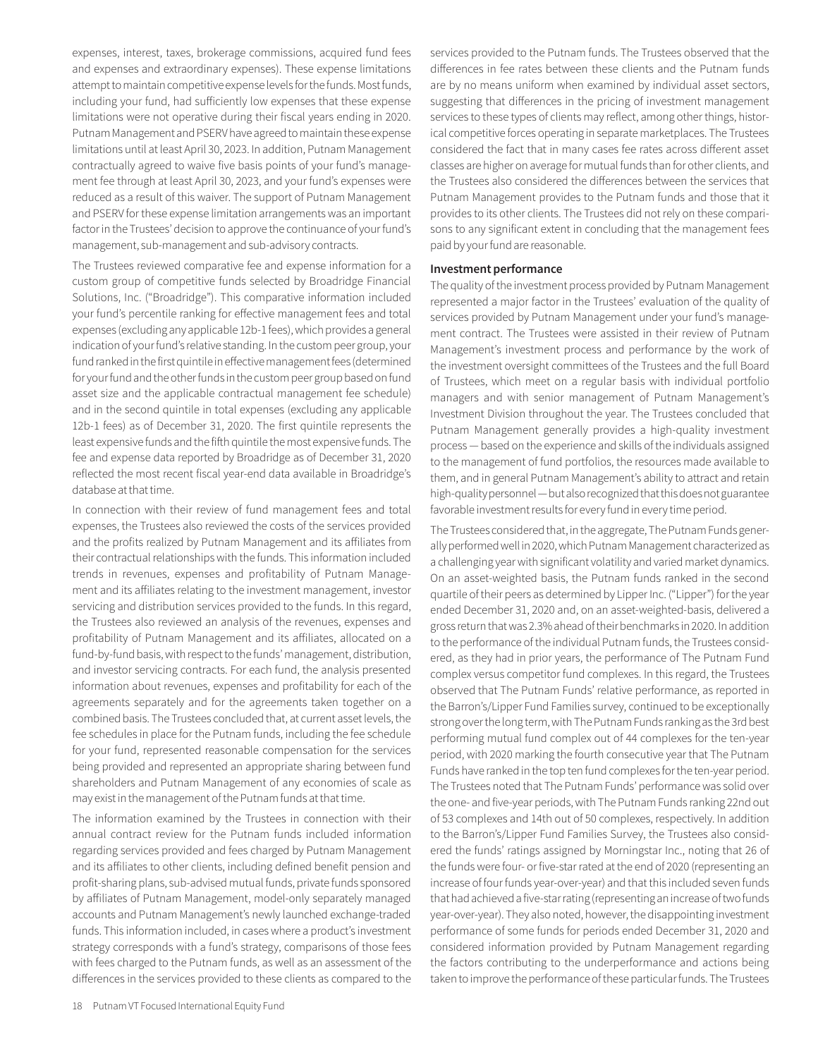expenses, interest, taxes, brokerage commissions, acquired fund fees and expenses and extraordinary expenses). These expense limitations attempt to maintain competitive expense levels for the funds. Most funds, including your fund, had sufficiently low expenses that these expense limitations were not operative during their fiscal years ending in 2020. Putnam Management and PSERV have agreed to maintain these expense limitations until at least April 30, 2023. In addition, Putnam Management contractually agreed to waive five basis points of your fund's management fee through at least April 30, 2023, and your fund's expenses were reduced as a result of this waiver. The support of Putnam Management and PSERV for these expense limitation arrangements was an important factor in the Trustees' decision to approve the continuance of your fund's management, sub-management and sub-advisory contracts.

The Trustees reviewed comparative fee and expense information for a custom group of competitive funds selected by Broadridge Financial Solutions, Inc. ("Broadridge"). This comparative information included your fund's percentile ranking for effective management fees and total expenses (excluding any applicable 12b-1 fees), which provides a general indication of your fund's relative standing. In the custom peer group, your fund ranked in the first quintile in effective management fees (determined for your fund and the other funds in the custom peer group based on fund asset size and the applicable contractual management fee schedule) and in the second quintile in total expenses (excluding any applicable 12b-1 fees) as of December 31, 2020. The first quintile represents the least expensive funds and the fifth quintile the most expensive funds. The fee and expense data reported by Broadridge as of December 31, 2020 reflected the most recent fiscal year-end data available in Broadridge's database at that time.

In connection with their review of fund management fees and total expenses, the Trustees also reviewed the costs of the services provided and the profits realized by Putnam Management and its affiliates from their contractual relationships with the funds. This information included trends in revenues, expenses and profitability of Putnam Management and its affiliates relating to the investment management, investor servicing and distribution services provided to the funds. In this regard, the Trustees also reviewed an analysis of the revenues, expenses and profitability of Putnam Management and its affiliates, allocated on a fund-by-fund basis, with respect to the funds' management, distribution, and investor servicing contracts. For each fund, the analysis presented information about revenues, expenses and profitability for each of the agreements separately and for the agreements taken together on a combined basis. The Trustees concluded that, at current asset levels, the fee schedules in place for the Putnam funds, including the fee schedule for your fund, represented reasonable compensation for the services being provided and represented an appropriate sharing between fund shareholders and Putnam Management of any economies of scale as may exist in the management of the Putnam funds at that time.

The information examined by the Trustees in connection with their annual contract review for the Putnam funds included information regarding services provided and fees charged by Putnam Management and its affiliates to other clients, including defined benefit pension and profit-sharing plans, sub-advised mutual funds, private funds sponsored by affiliates of Putnam Management, model-only separately managed accounts and Putnam Management's newly launched exchange-traded funds. This information included, in cases where a product's investment strategy corresponds with a fund's strategy, comparisons of those fees with fees charged to the Putnam funds, as well as an assessment of the differences in the services provided to these clients as compared to the services provided to the Putnam funds. The Trustees observed that the differences in fee rates between these clients and the Putnam funds are by no means uniform when examined by individual asset sectors, suggesting that differences in the pricing of investment management services to these types of clients may reflect, among other things, historical competitive forces operating in separate marketplaces. The Trustees considered the fact that in many cases fee rates across different asset classes are higher on average for mutual funds than for other clients, and the Trustees also considered the differences between the services that Putnam Management provides to the Putnam funds and those that it provides to its other clients. The Trustees did not rely on these comparisons to any significant extent in concluding that the management fees paid by your fund are reasonable.

**Investment performance**

The quality of the investment process provided by Putnam Management represented a major factor in the Trustees' evaluation of the quality of services provided by Putnam Management under your fund's management contract. The Trustees were assisted in their review of Putnam Management's investment process and performance by the work of the investment oversight committees of the Trustees and the full Board of Trustees, which meet on a regular basis with individual portfolio managers and with senior management of Putnam Management's Investment Division throughout the year. The Trustees concluded that Putnam Management generally provides a high-quality investment process — based on the experience and skills of the individuals assigned to the management of fund portfolios, the resources made available to them, and in general Putnam Management's ability to attract and retain high-quality personnel — but also recognized that this does not guarantee favorable investment results for every fund in every time period.

The Trustees considered that, in the aggregate, The Putnam Funds generally performed well in 2020, which Putnam Management characterized as a challenging year with significant volatility and varied market dynamics. On an asset-weighted basis, the Putnam funds ranked in the second quartile of their peers as determined by Lipper Inc. ("Lipper") for the year ended December 31, 2020 and, on an asset-weighted-basis, delivered a gross return that was 2.3% ahead of their benchmarks in 2020. In addition to the performance of the individual Putnam funds, the Trustees considered, as they had in prior years, the performance of The Putnam Fund complex versus competitor fund complexes. In this regard, the Trustees observed that The Putnam Funds' relative performance, as reported in the Barron's/Lipper Fund Families survey, continued to be exceptionally strong over the long term, with The Putnam Funds ranking as the 3rd best performing mutual fund complex out of 44 complexes for the ten-year period, with 2020 marking the fourth consecutive year that The Putnam Funds have ranked in the top ten fund complexes for the ten-year period. The Trustees noted that The Putnam Funds' performance was solid over the one- and five-year periods, with The Putnam Funds ranking 22nd out of 53 complexes and 14th out of 50 complexes, respectively. In addition to the Barron's/Lipper Fund Families Survey, the Trustees also considered the funds' ratings assigned by Morningstar Inc., noting that 26 of the funds were four- or five-star rated at the end of 2020 (representing an increase of four funds year-over-year) and that this included seven funds that had achieved a five-star rating (representing an increase of two funds year-over-year). They also noted, however, the disappointing investment performance of some funds for periods ended December 31, 2020 and considered information provided by Putnam Management regarding the factors contributing to the underperformance and actions being taken to improve the performance of these particular funds. The Trustees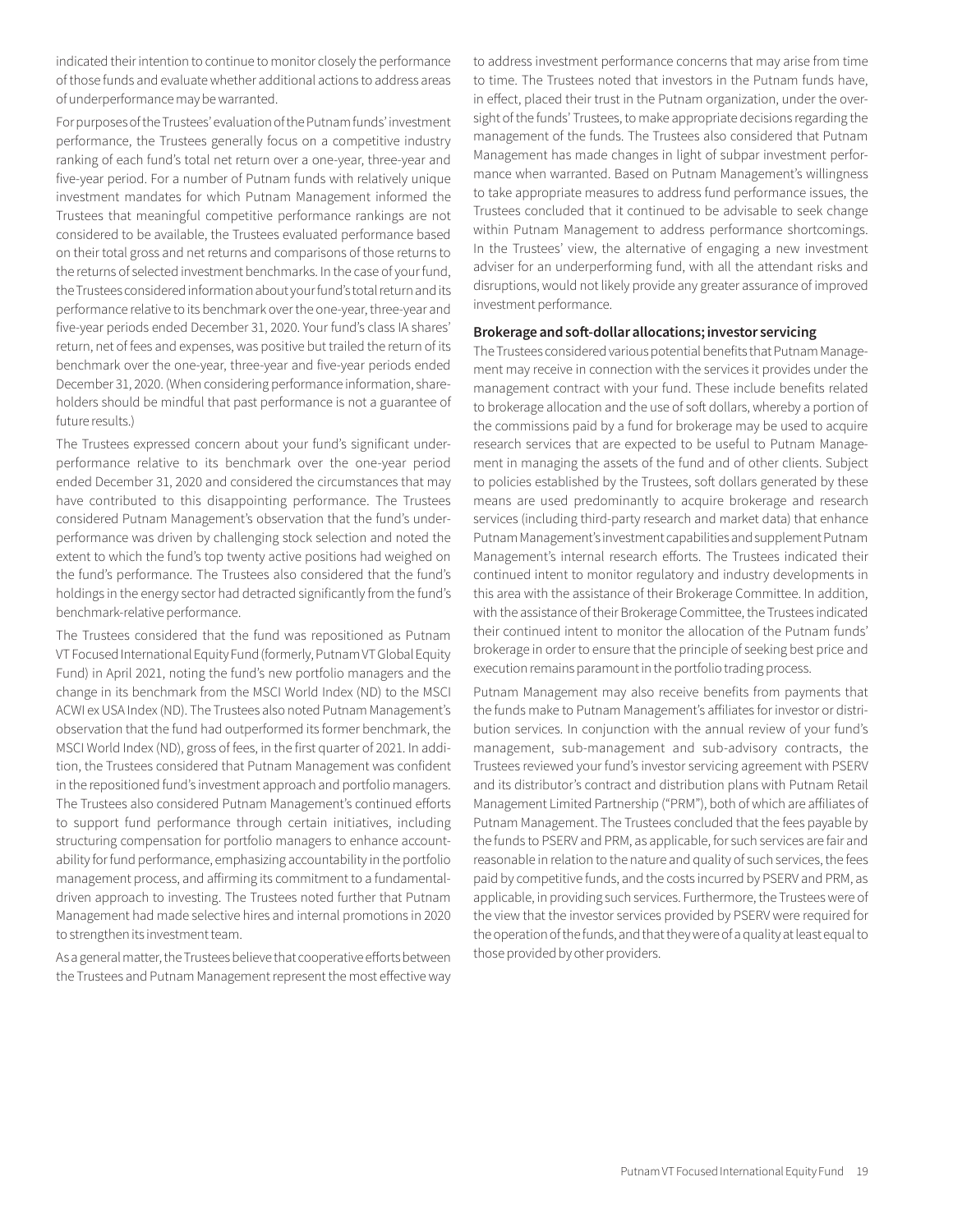indicated their intention to continue to monitor closely the performance of those funds and evaluate whether additional actions to address areas of underperformance may be warranted.

For purposes of the Trustees' evaluation of the Putnam funds' investment performance, the Trustees generally focus on a competitive industry ranking of each fund's total net return over a one-year, three-year and five-year period. For a number of Putnam funds with relatively unique investment mandates for which Putnam Management informed the Trustees that meaningful competitive performance rankings are not considered to be available, the Trustees evaluated performance based on their total gross and net returns and comparisons of those returns to the returns of selected investment benchmarks. In the case of your fund, the Trustees considered information about your fund's total return and its performance relative to its benchmark over the one-year, three-year and five-year periods ended December 31, 2020. Your fund's class IA shares' return, net of fees and expenses, was positive but trailed the return of its benchmark over the one-year, three-year and five-year periods ended December 31, 2020. (When considering performance information, shareholders should be mindful that past performance is not a guarantee of future results.)

The Trustees expressed concern about your fund's significant underperformance relative to its benchmark over the one-year period ended December 31, 2020 and considered the circumstances that may have contributed to this disappointing performance. The Trustees considered Putnam Management's observation that the fund's underperformance was driven by challenging stock selection and noted the extent to which the fund's top twenty active positions had weighed on the fund's performance. The Trustees also considered that the fund's holdings in the energy sector had detracted significantly from the fund's benchmark-relative performance.

The Trustees considered that the fund was repositioned as Putnam VT Focused International Equity Fund (formerly, Putnam VT Global Equity Fund) in April 2021, noting the fund's new portfolio managers and the change in its benchmark from the MSCI World Index (ND) to the MSCI ACWI ex USA Index (ND). The Trustees also noted Putnam Management's observation that the fund had outperformed its former benchmark, the MSCI World Index (ND), gross of fees, in the first quarter of 2021. In addition, the Trustees considered that Putnam Management was confident in the repositioned fund's investment approach and portfolio managers. The Trustees also considered Putnam Management's continued efforts to support fund performance through certain initiatives, including structuring compensation for portfolio managers to enhance accountability for fund performance, emphasizing accountability in the portfolio management process, and affirming its commitment to a fundamental-driven approach to investing. The Trustees noted further that Putnam Management had made selective hires and internal promotions in 2020 to strengthen its investment team.

As a general matter, the Trustees believe that cooperative efforts between the Trustees and Putnam Management represent the most effective way to address investment performance concerns that may arise from time to time. The Trustees noted that investors in the Putnam funds have, in effect, placed their trust in the Putnam organization, under the oversight of the funds' Trustees, to make appropriate decisions regarding the management of the funds. The Trustees also considered that Putnam Management has made changes in light of subpar investment performance when warranted. Based on Putnam Management's willingness to take appropriate measures to address fund performance issues, the Trustees concluded that it continued to be advisable to seek change within Putnam Management to address performance shortcomings. In the Trustees' view, the alternative of engaging a new investment adviser for an underperforming fund, with all the attendant risks and disruptions, would not likely provide any greater assurance of improved investment performance.

**Brokerage and soft-dollar allocations; investor servicing**

The Trustees considered various potential benefits that Putnam Management may receive in connection with the services it provides under the management contract with your fund. These include benefits related to brokerage allocation and the use of soft dollars, whereby a portion of the commissions paid by a fund for brokerage may be used to acquire research services that are expected to be useful to Putnam Management in managing the assets of the fund and of other clients. Subject to policies established by the Trustees, soft dollars generated by these means are used predominantly to acquire brokerage and research services (including third-party research and market data) that enhance Putnam Management's investment capabilities and supplement Putnam Management's internal research efforts. The Trustees indicated their continued intent to monitor regulatory and industry developments in this area with the assistance of their Brokerage Committee. In addition, with the assistance of their Brokerage Committee, the Trustees indicated their continued intent to monitor the allocation of the Putnam funds' brokerage in order to ensure that the principle of seeking best price and execution remains paramount in the portfolio trading process.

Putnam Management may also receive benefits from payments that the funds make to Putnam Management's affiliates for investor or distribution services. In conjunction with the annual review of your fund's management, sub-management and sub-advisory contracts, the Trustees reviewed your fund's investor servicing agreement with PSERV and its distributor's contract and distribution plans with Putnam Retail Management Limited Partnership ("PRM"), both of which are affiliates of Putnam Management. The Trustees concluded that the fees payable by the funds to PSERV and PRM, as applicable, for such services are fair and reasonable in relation to the nature and quality of such services, the fees paid by competitive funds, and the costs incurred by PSERV and PRM, as applicable, in providing such services. Furthermore, the Trustees were of the view that the investor services provided by PSERV were required for the operation of the funds, and that they were of a quality at least equal to those provided by other providers.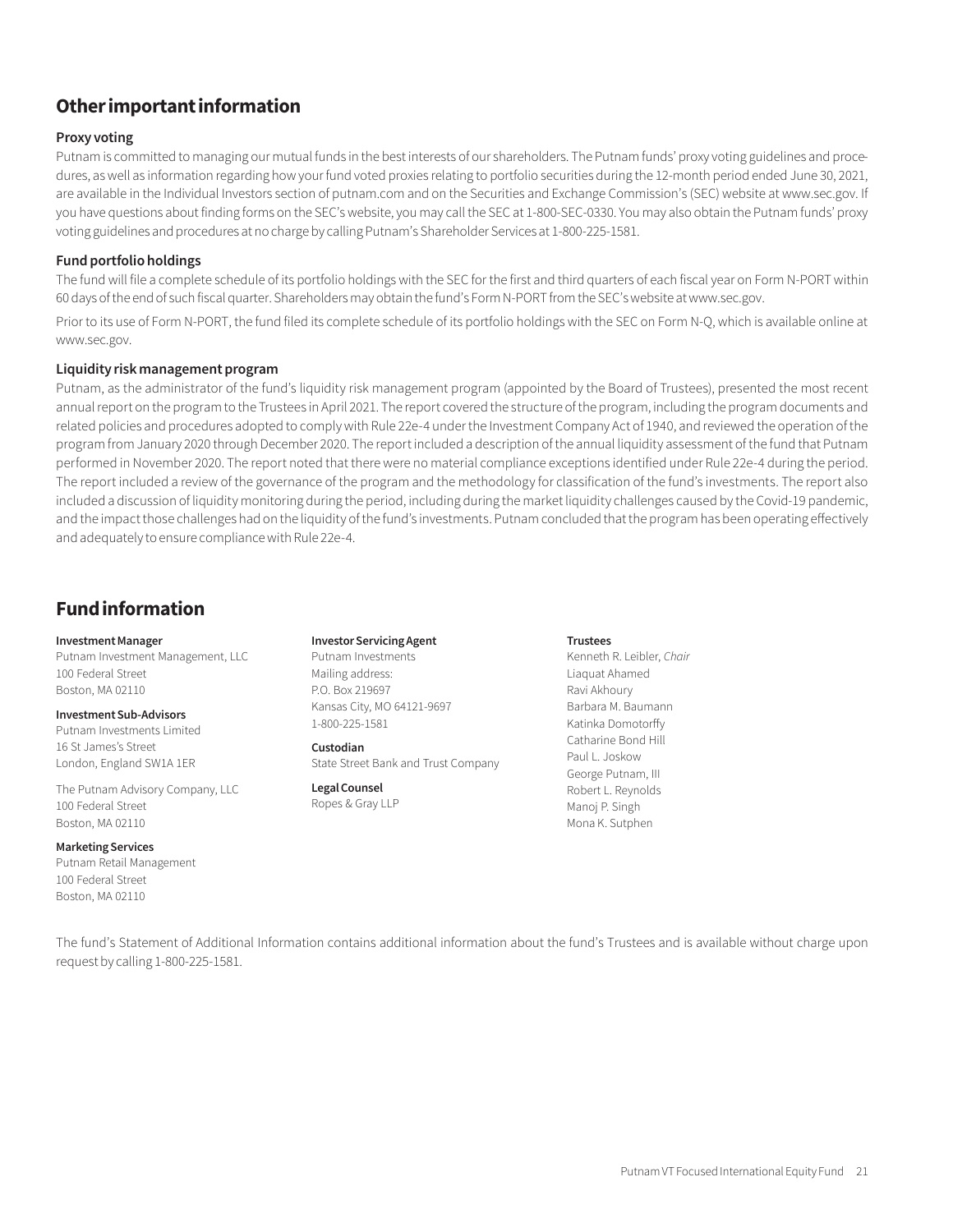## Other important information

### Proxy voting

Putnam is committed to managing our mutual funds in the best interests of our shareholders. The Putnam funds' proxy voting guidelines and procedures, as well as information regarding how your fund voted proxies relating to portfolio securities during the 12-month period ended June 30, 2021, are available in the Individual Investors section of putnam.com and on the Securities and Exchange Commission's (SEC) website at www.sec.gov. If you have questions about finding forms on the SEC's website, you may call the SEC at 1-800-SEC-0330. You may also obtain the Putnam funds' proxy voting guidelines and procedures at no charge by calling Putnam's Shareholder Services at 1-800-225-1581.

### Fund portfolio holdings

The fund will file a complete schedule of its portfolio holdings with the SEC for the first and third quarters of each fiscal year on Form N-PORT within 60 days of the end of such fiscal quarter. Shareholders may obtain the fund's Form N-PORT from the SEC's website at www.sec.gov.

Prior to its use of Form N-PORT, the fund filed its complete schedule of its portfolio holdings with the SEC on Form N-Q, which is available online at www.sec.gov.

### Liquidity risk management program

Putnam, as the administrator of the fund's liquidity risk management program (appointed by the Board of Trustees), presented the most recent annual report on the program to the Trustees in April 2021. The report covered the structure of the program, including the program documents and related policies and procedures adopted to comply with Rule 22e-4 under the Investment Company Act of 1940, and reviewed the operation of the program from January 2020 through December 2020. The report included a description of the annual liquidity assessment of the fund that Putnam performed in November 2020. The report noted that there were no material compliance exceptions identified under Rule 22e-4 during the period. The report included a review of the governance of the program and the methodology for classification of the fund's investments. The report also included a discussion of liquidity monitoring during the period, including during the market liquidity challenges caused by the Covid-19 pandemic, and the impact those challenges had on the liquidity of the fund's investments. Putnam concluded that the program has been operating effectively and adequately to ensure compliance with Rule 22e-4.

## Fund information

**Investment Manager**
Putnam Investment Management, LLC
100 Federal Street
Boston, MA 02110

**Investment Sub-Advisors**
Putnam Investments Limited
16 St James's Street
London, England SW1A 1ER

The Putnam Advisory Company, LLC
100 Federal Street
Boston, MA 02110

**Marketing Services**
Putnam Retail Management
100 Federal Street
Boston, MA 02110

**Investor Servicing Agent**
Putnam Investments
Mailing address:
P.O. Box 219697
Kansas City, MO 64121-9697
1-800-225-1581

**Custodian**
State Street Bank and Trust Company

**Legal Counsel**
Ropes & Gray LLP

**Trustees**
Kenneth R. Leibler, *Chair*
Liaquat Ahamed
Ravi Akhoury
Barbara M. Baumann
Katinka Domotorffy
Catharine Bond Hill
Paul L. Joskow
George Putnam, III
Robert L. Reynolds
Manoj P. Singh
Mona K. Sutphen

The fund's Statement of Additional Information contains additional information about the fund's Trustees and is available without charge upon request by calling 1-800-225-1581.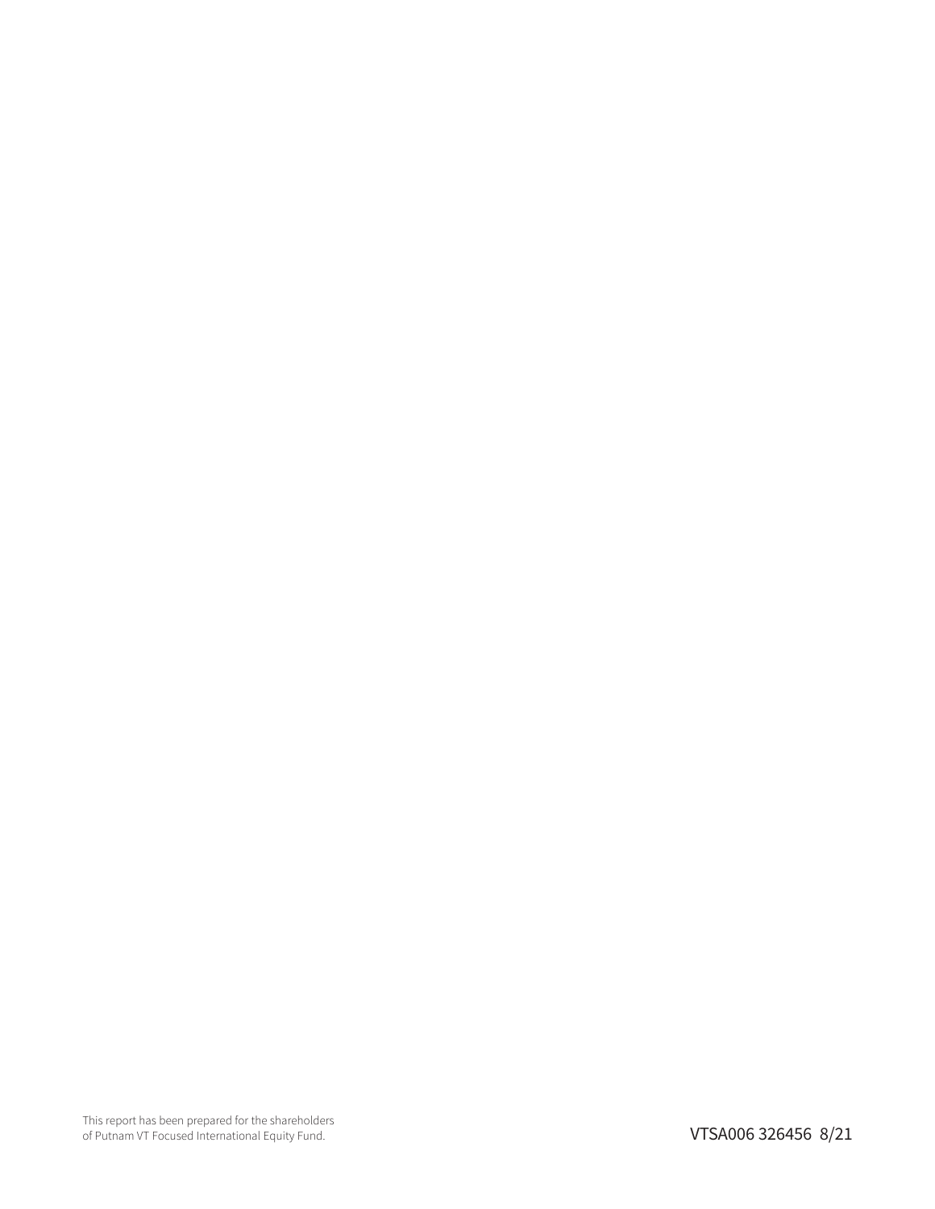This report has been prepared for the shareholders of Putnam VT Focused International Equity Fund.

VTSA006 326456 8/21